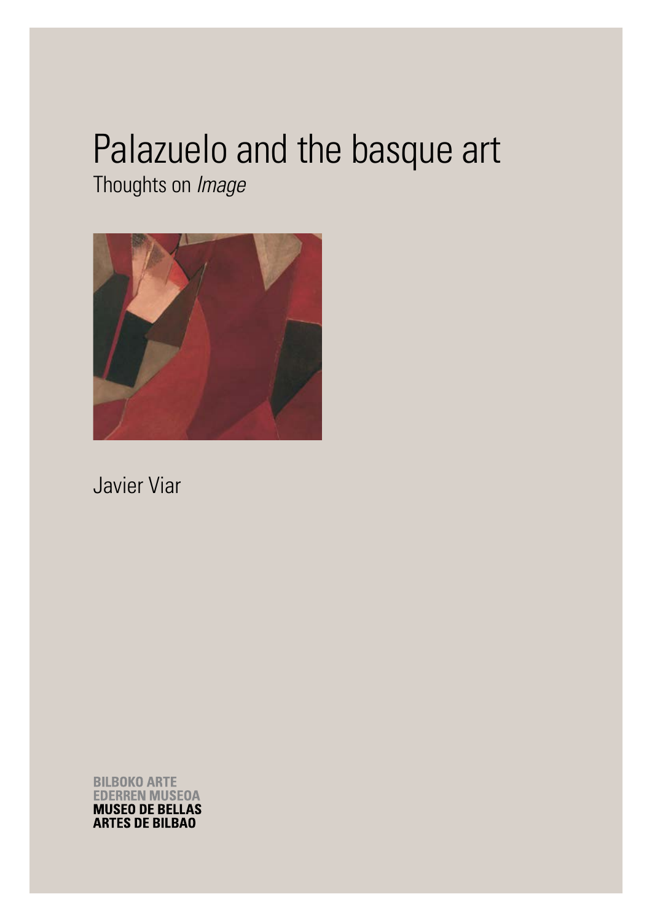# Palazuelo and the basque art

## Thoughts on *Image*

Javier Viar

**BILBOKO ARTE EDERREN MUSEOA**
**MUSEO DE BELLAS ARTES DE BILBAO**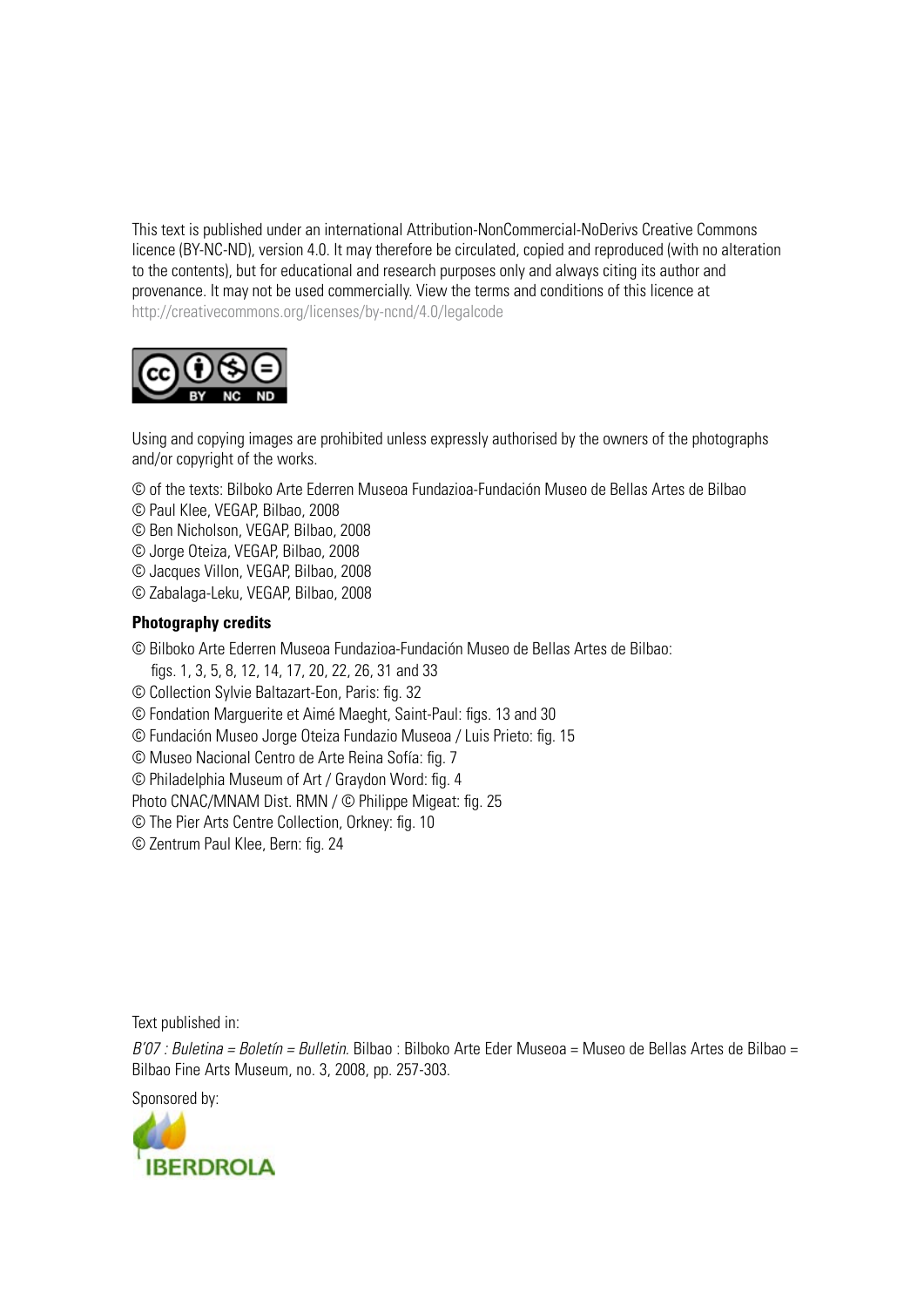This text is published under an international Attribution-NonCommercial-NoDerivs Creative Commons licence (BY-NC-ND), version 4.0. It may therefore be circulated, copied and reproduced (with no alteration to the contents), but for educational and research purposes only and always citing its author and provenance. It may not be used commercially. View the terms and conditions of this licence at http://creativecommons.org/licenses/by-ncnd/4.0/legalcode

Using and copying images are prohibited unless expressly authorised by the owners of the photographs and/or copyright of the works.

© of the texts: Bilboko Arte Ederren Museoa Fundazioa-Fundación Museo de Bellas Artes de Bilbao
© Paul Klee, VEGAP, Bilbao, 2008
© Ben Nicholson, VEGAP, Bilbao, 2008
© Jorge Oteiza, VEGAP, Bilbao, 2008
© Jacques Villon, VEGAP, Bilbao, 2008
© Zabalaga-Leku, VEGAP, Bilbao, 2008

**Photography credits**

© Bilboko Arte Ederren Museoa Fundazioa-Fundación Museo de Bellas Artes de Bilbao:
figs. 1, 3, 5, 8, 12, 14, 17, 20, 22, 26, 31 and 33
© Collection Sylvie Baltazart-Eon, Paris: fig. 32
© Fondation Marguerite et Aimé Maeght, Saint-Paul: figs. 13 and 30
© Fundación Museo Jorge Oteiza Fundazio Museoa / Luis Prieto: fig. 15
© Museo Nacional Centro de Arte Reina Sofía: fig. 7
© Philadelphia Museum of Art / Graydon Word: fig. 4
Photo CNAC/MNAM Dist. RMN / © Philippe Migeat: fig. 25
© The Pier Arts Centre Collection, Orkney: fig. 10
© Zentrum Paul Klee, Bern: fig. 24

Text published in:

*B'07 : Buletina = Boletín = Bulletin.* Bilbao : Bilboko Arte Eder Museoa = Museo de Bellas Artes de Bilbao = Bilbao Fine Arts Museum, no. 3, 2008, pp. 257-303.

Sponsored by:

IBERDROLA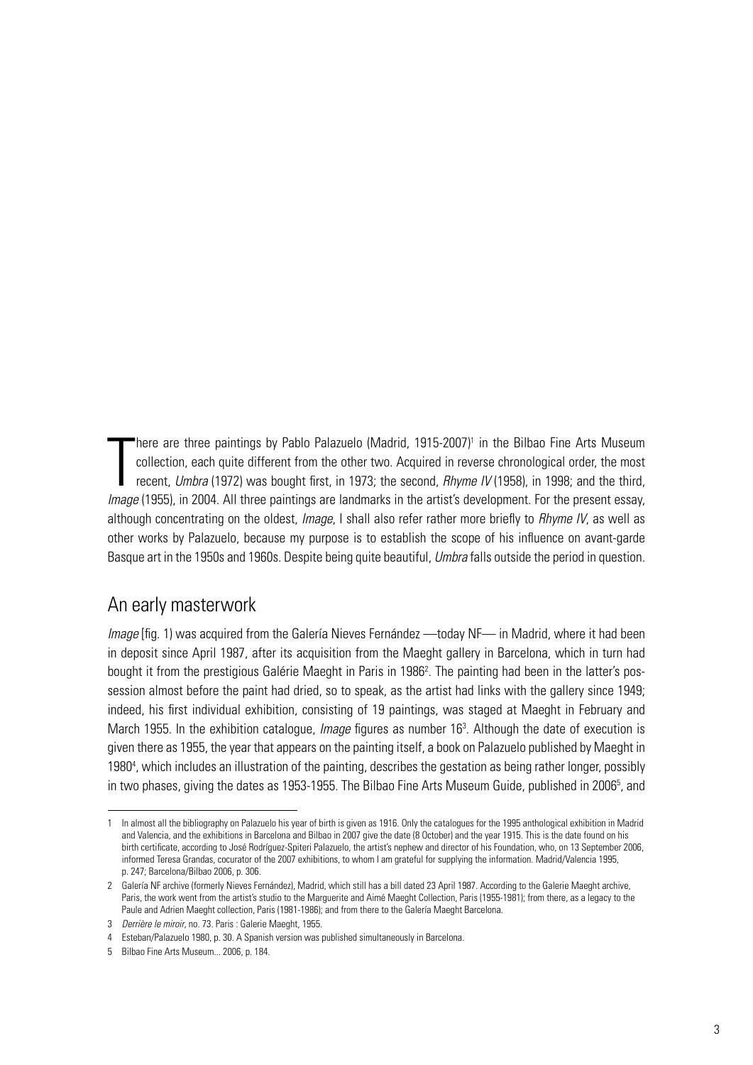There are three paintings by Pablo Palazuelo (Madrid, 1915-2007)[1] in the Bilbao Fine Arts Museum collection, each quite different from the other two. Acquired in reverse chronological order, the most recent, *Umbra* (1972) was bought first, in 1973; the second, *Rhyme IV* (1958), in 1998; and the third, *Image* (1955), in 2004. All three paintings are landmarks in the artist's development. For the present essay, although concentrating on the oldest, *Image*, I shall also refer rather more briefly to *Rhyme IV*, as well as other works by Palazuelo, because my purpose is to establish the scope of his influence on avant-garde Basque art in the 1950s and 1960s. Despite being quite beautiful, *Umbra* falls outside the period in question.

## An early masterwork

*Image* [fig. 1) was acquired from the Galería Nieves Fernández —today NF— in Madrid, where it had been in deposit since April 1987, after its acquisition from the Maeght gallery in Barcelona, which in turn had bought it from the prestigious Galérie Maeght in Paris in 1986[2]. The painting had been in the latter's possession almost before the paint had dried, so to speak, as the artist had links with the gallery since 1949; indeed, his first individual exhibition, consisting of 19 paintings, was staged at Maeght in February and March 1955. In the exhibition catalogue, *Image* figures as number 16[3]. Although the date of execution is given there as 1955, the year that appears on the painting itself, a book on Palazuelo published by Maeght in 1980[4], which includes an illustration of the painting, describes the gestation as being rather longer, possibly in two phases, giving the dates as 1953-1955. The Bilbao Fine Arts Museum Guide, published in 2006[5], and

---

1 In almost all the bibliography on Palazuelo his year of birth is given as 1916. Only the catalogues for the 1995 anthological exhibition in Madrid and Valencia, and the exhibitions in Barcelona and Bilbao in 2007 give the date (8 October) and the year 1915. This is the date found on his birth certificate, according to José Rodríguez-Spiteri Palazuelo, the artist's nephew and director of his Foundation, who, on 13 September 2006, informed Teresa Grandas, cocurator of the 2007 exhibitions, to whom I am grateful for supplying the information. Madrid/Valencia 1995, p. 247; Barcelona/Bilbao 2006, p. 306.

2 Galería NF archive (formerly Nieves Fernández), Madrid, which still has a bill dated 23 April 1987. According to the Galerie Maeght archive, Paris, the work went from the artist's studio to the Marguerite and Aimé Maeght Collection, Paris (1955-1981); from there, as a legacy to the Paule and Adrien Maeght collection, Paris (1981-1986); and from there to the Galería Maeght Barcelona.

3 *Derrière le miroir*, no. 73. Paris : Galerie Maeght, 1955.

4 Esteban/Palazuelo 1980, p. 30. A Spanish version was published simultaneously in Barcelona.

5 Bilbao Fine Arts Museum... 2006, p. 184.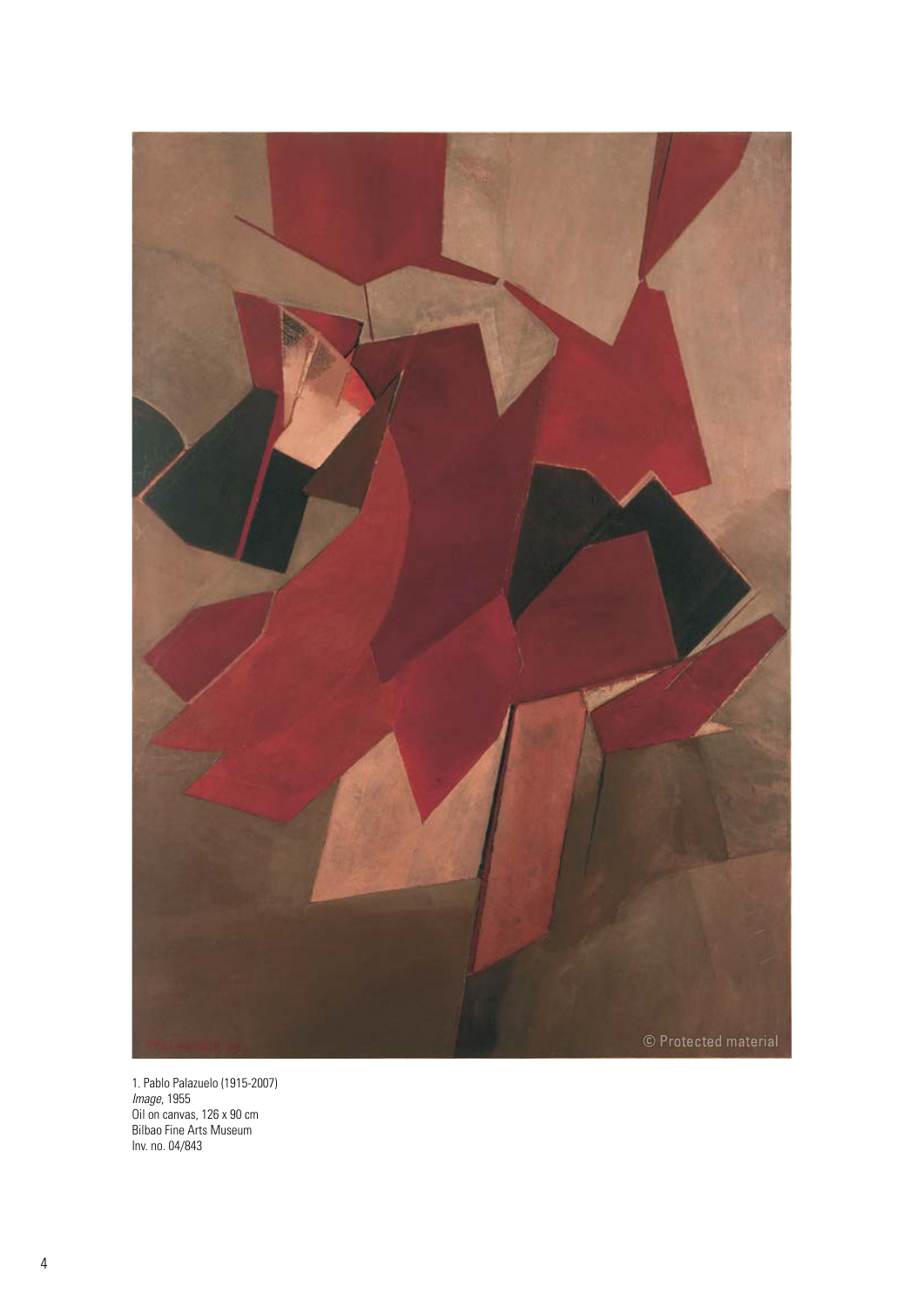1. Pablo Palazuelo (1915-2007)
*Image*, 1955
Oil on canvas, 126 x 90 cm
Bilbao Fine Arts Museum
Inv. no. 04/843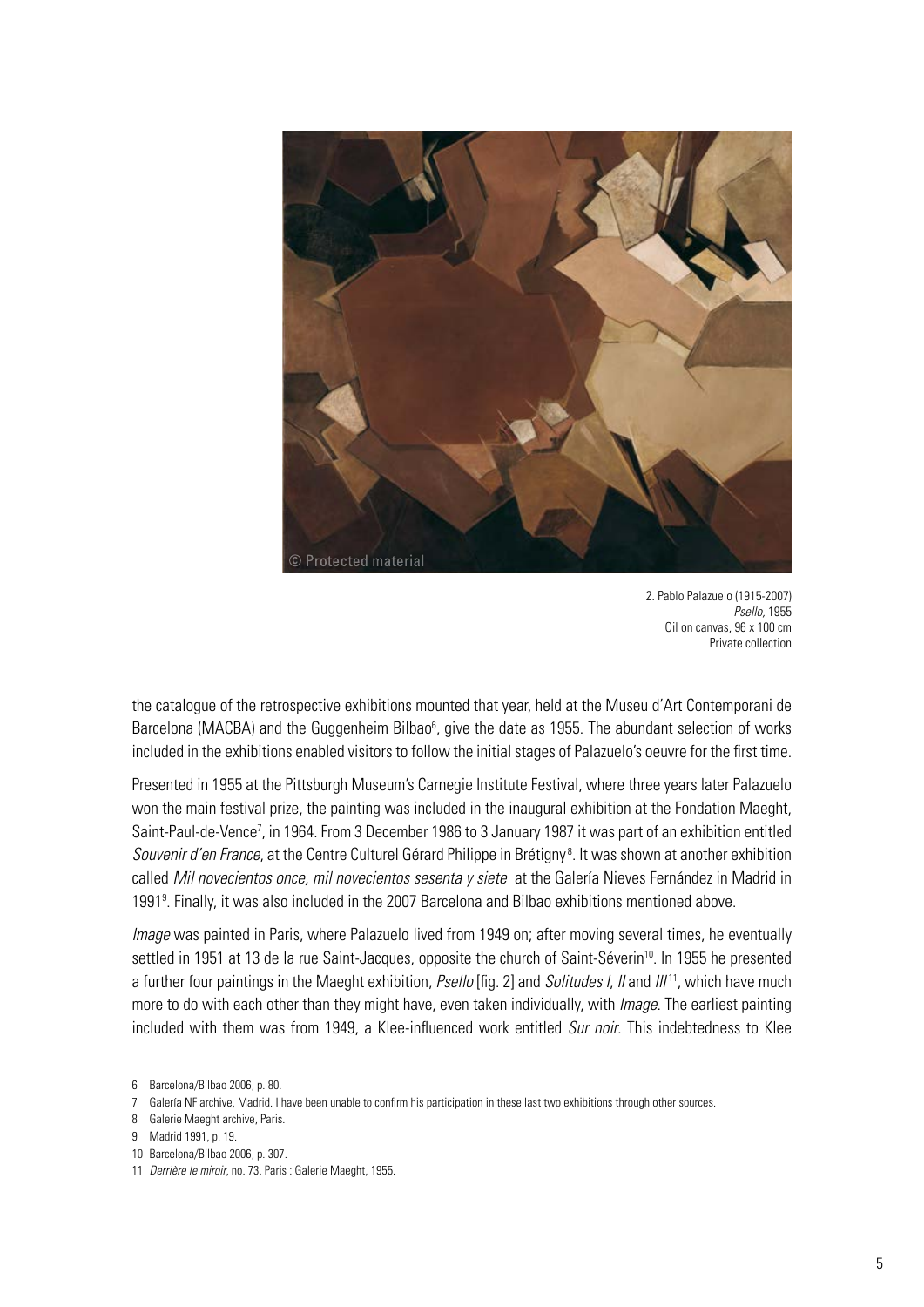2. Pablo Palazuelo (1915-2007)
*Psello*, 1955
Oil on canvas, 96 x 100 cm
Private collection

the catalogue of the retrospective exhibitions mounted that year, held at the Museu d'Art Contemporani de Barcelona (MACBA) and the Guggenheim Bilbao[6], give the date as 1955. The abundant selection of works included in the exhibitions enabled visitors to follow the initial stages of Palazuelo's oeuvre for the first time.

Presented in 1955 at the Pittsburgh Museum's Carnegie Institute Festival, where three years later Palazuelo won the main festival prize, the painting was included in the inaugural exhibition at the Fondation Maeght, Saint-Paul-de-Vence[7], in 1964. From 3 December 1986 to 3 January 1987 it was part of an exhibition entitled *Souvenir d'en France*, at the Centre Culturel Gérard Philippe in Brétigny[8]. It was shown at another exhibition called *Mil novecientos once, mil novecientos sesenta y siete* at the Galería Nieves Fernández in Madrid in 1991[9]. Finally, it was also included in the 2007 Barcelona and Bilbao exhibitions mentioned above.

*Image* was painted in Paris, where Palazuelo lived from 1949 on; after moving several times, he eventually settled in 1951 at 13 de la rue Saint-Jacques, opposite the church of Saint-Séverin[10]. In 1955 he presented a further four paintings in the Maeght exhibition, *Psello* [fig. 2] and *Solitudes I, II* and *III*[11], which have much more to do with each other than they might have, even taken individually, with *Image*. The earliest painting included with them was from 1949, a Klee-influenced work entitled *Sur noir*. This indebtedness to Klee

6 Barcelona/Bilbao 2006, p. 80.

7 Galería NF archive, Madrid. I have been unable to confirm his participation in these last two exhibitions through other sources.

8 Galerie Maeght archive, Paris.

9 Madrid 1991, p. 19.

10 Barcelona/Bilbao 2006, p. 307.

11 *Derrière le miroir*, no. 73. Paris : Galerie Maeght, 1955.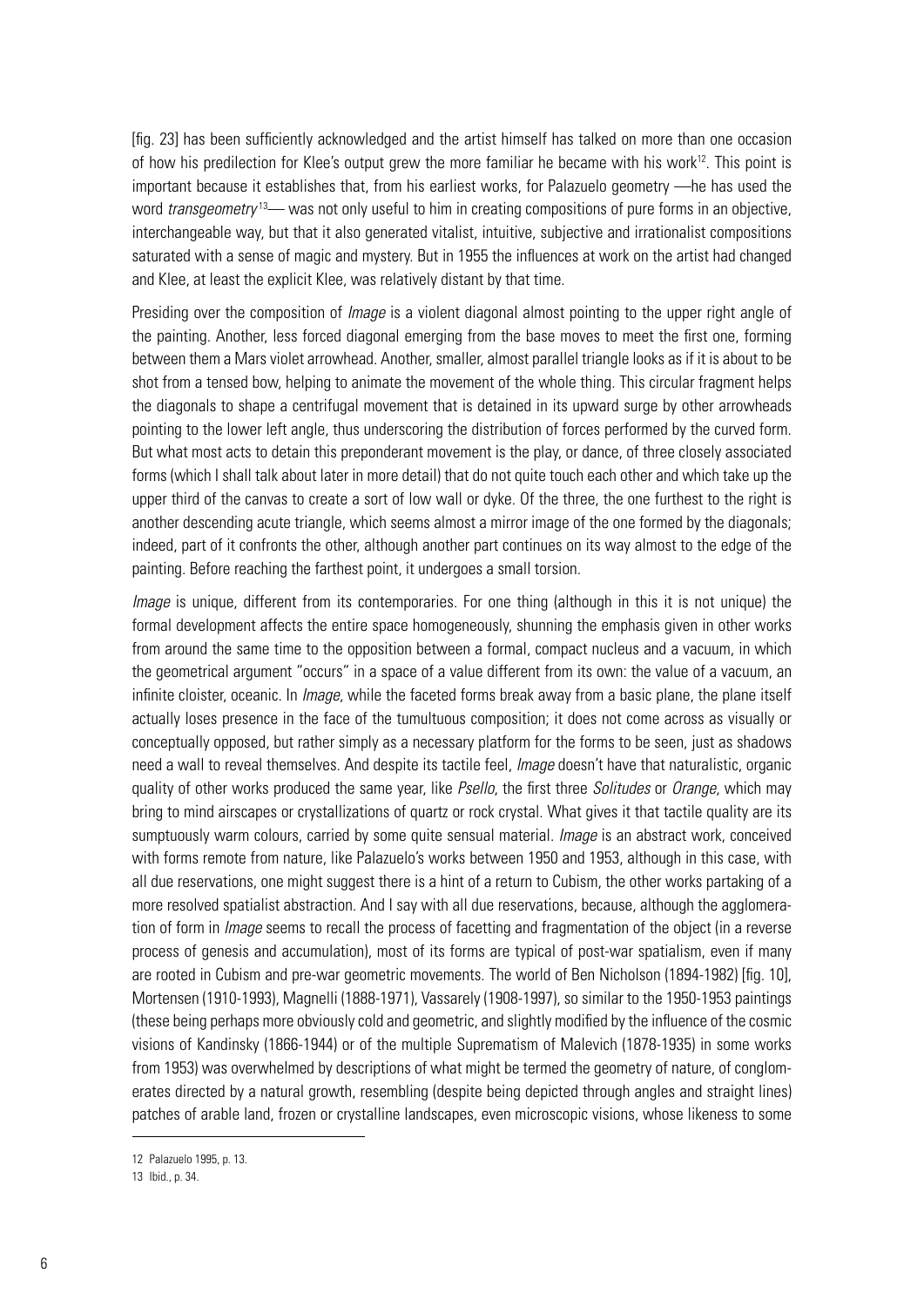[fig. 23] has been sufficiently acknowledged and the artist himself has talked on more than one occasion of how his predilection for Klee's output grew the more familiar he became with his work[12]. This point is important because it establishes that, from his earliest works, for Palazuelo geometry —he has used the word *transgeometry*[13]— was not only useful to him in creating compositions of pure forms in an objective, interchangeable way, but that it also generated vitalist, intuitive, subjective and irrationalist compositions saturated with a sense of magic and mystery. But in 1955 the influences at work on the artist had changed and Klee, at least the explicit Klee, was relatively distant by that time.

Presiding over the composition of *Image* is a violent diagonal almost pointing to the upper right angle of the painting. Another, less forced diagonal emerging from the base moves to meet the first one, forming between them a Mars violet arrowhead. Another, smaller, almost parallel triangle looks as if it is about to be shot from a tensed bow, helping to animate the movement of the whole thing. This circular fragment helps the diagonals to shape a centrifugal movement that is detained in its upward surge by other arrowheads pointing to the lower left angle, thus underscoring the distribution of forces performed by the curved form. But what most acts to detain this preponderant movement is the play, or dance, of three closely associated forms (which I shall talk about later in more detail) that do not quite touch each other and which take up the upper third of the canvas to create a sort of low wall or dyke. Of the three, the one furthest to the right is another descending acute triangle, which seems almost a mirror image of the one formed by the diagonals; indeed, part of it confronts the other, although another part continues on its way almost to the edge of the painting. Before reaching the farthest point, it undergoes a small torsion.

*Image* is unique, different from its contemporaries. For one thing (although in this it is not unique) the formal development affects the entire space homogeneously, shunning the emphasis given in other works from around the same time to the opposition between a formal, compact nucleus and a vacuum, in which the geometrical argument "occurs" in a space of a value different from its own: the value of a vacuum, an infinite cloister, oceanic. In *Image*, while the faceted forms break away from a basic plane, the plane itself actually loses presence in the face of the tumultuous composition; it does not come across as visually or conceptually opposed, but rather simply as a necessary platform for the forms to be seen, just as shadows need a wall to reveal themselves. And despite its tactile feel, *Image* doesn't have that naturalistic, organic quality of other works produced the same year, like *Psello*, the first three *Solitudes* or *Orange*, which may bring to mind airscapes or crystallizations of quartz or rock crystal. What gives it that tactile quality are its sumptuously warm colours, carried by some quite sensual material. *Image* is an abstract work, conceived with forms remote from nature, like Palazuelo's works between 1950 and 1953, although in this case, with all due reservations, one might suggest there is a hint of a return to Cubism, the other works partaking of a more resolved spatialist abstraction. And I say with all due reservations, because, although the agglomeration of form in *Image* seems to recall the process of facetting and fragmentation of the object (in a reverse process of genesis and accumulation), most of its forms are typical of post-war spatialism, even if many are rooted in Cubism and pre-war geometric movements. The world of Ben Nicholson (1894-1982) [fig. 10], Mortensen (1910-1993), Magnelli (1888-1971), Vassarely (1908-1997), so similar to the 1950-1953 paintings (these being perhaps more obviously cold and geometric, and slightly modified by the influence of the cosmic visions of Kandinsky (1866-1944) or of the multiple Suprematism of Malevich (1878-1935) in some works from 1953) was overwhelmed by descriptions of what might be termed the geometry of nature, of conglomerates directed by a natural growth, resembling (despite being depicted through angles and straight lines) patches of arable land, frozen or crystalline landscapes, even microscopic visions, whose likeness to some

---

12 Palazuelo 1995, p. 13.

13 Ibid., p. 34.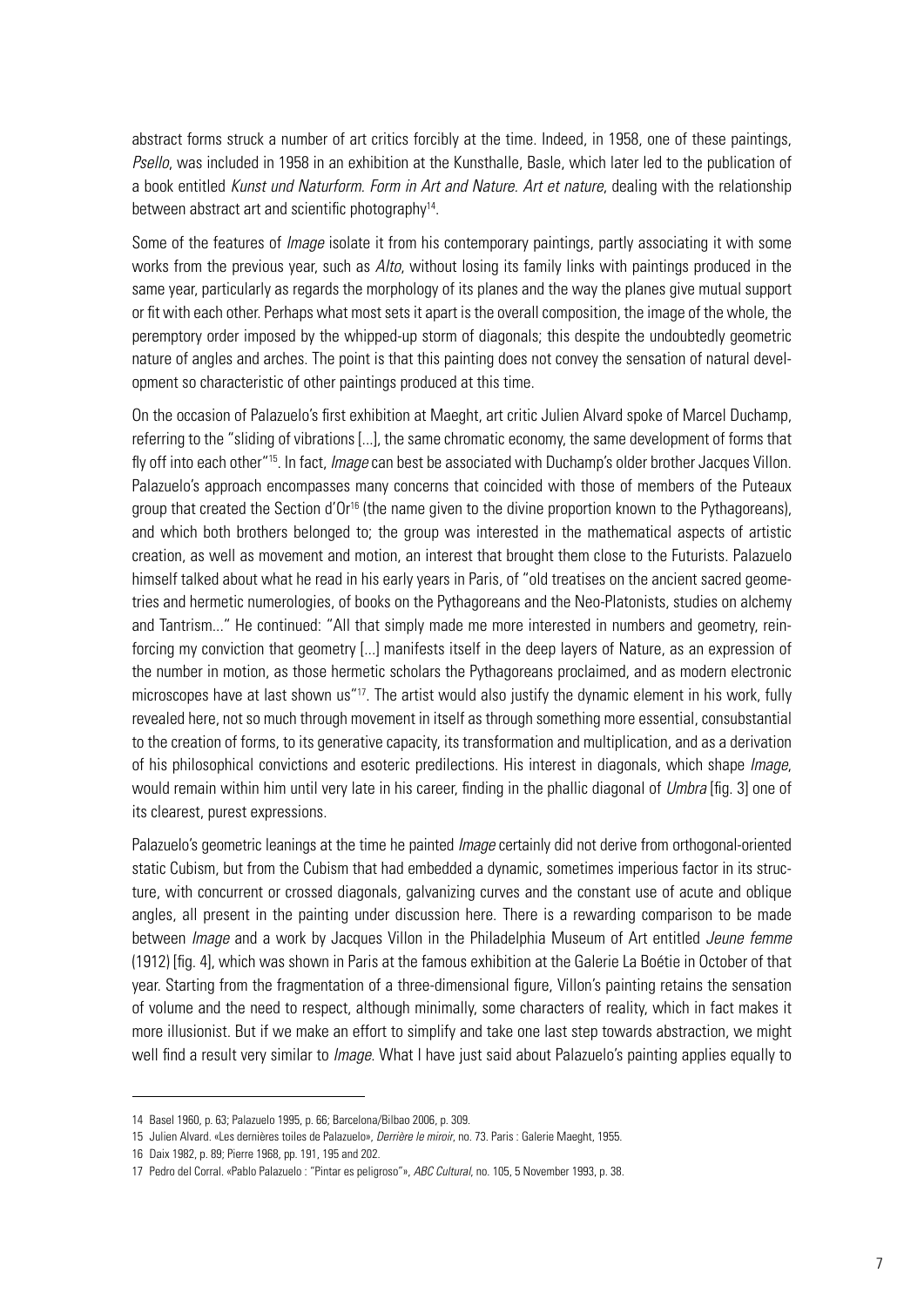abstract forms struck a number of art critics forcibly at the time. Indeed, in 1958, one of these paintings, *Psello*, was included in 1958 in an exhibition at the Kunsthalle, Basle, which later led to the publication of a book entitled *Kunst und Naturform. Form in Art and Nature. Art et nature*, dealing with the relationship between abstract art and scientific photography[14].

Some of the features of *Image* isolate it from his contemporary paintings, partly associating it with some works from the previous year, such as *Alto*, without losing its family links with paintings produced in the same year, particularly as regards the morphology of its planes and the way the planes give mutual support or fit with each other. Perhaps what most sets it apart is the overall composition, the image of the whole, the peremptory order imposed by the whipped-up storm of diagonals; this despite the undoubtedly geometric nature of angles and arches. The point is that this painting does not convey the sensation of natural development so characteristic of other paintings produced at this time.

On the occasion of Palazuelo's first exhibition at Maeght, art critic Julien Alvard spoke of Marcel Duchamp, referring to the "sliding of vibrations [...], the same chromatic economy, the same development of forms that fly off into each other"[15]. In fact, *Image* can best be associated with Duchamp's older brother Jacques Villon. Palazuelo's approach encompasses many concerns that coincided with those of members of the Puteaux group that created the Section d'Or[16] (the name given to the divine proportion known to the Pythagoreans), and which both brothers belonged to; the group was interested in the mathematical aspects of artistic creation, as well as movement and motion, an interest that brought them close to the Futurists. Palazuelo himself talked about what he read in his early years in Paris, of "old treatises on the ancient sacred geometries and hermetic numerologies, of books on the Pythagoreans and the Neo-Platonists, studies on alchemy and Tantrism..." He continued: "All that simply made me more interested in numbers and geometry, reinforcing my conviction that geometry [...] manifests itself in the deep layers of Nature, as an expression of the number in motion, as those hermetic scholars the Pythagoreans proclaimed, and as modern electronic microscopes have at last shown us"[17]. The artist would also justify the dynamic element in his work, fully revealed here, not so much through movement in itself as through something more essential, consubstantial to the creation of forms, to its generative capacity, its transformation and multiplication, and as a derivation of his philosophical convictions and esoteric predilections. His interest in diagonals, which shape *Image*, would remain within him until very late in his career, finding in the phallic diagonal of *Umbra* [fig. 3] one of its clearest, purest expressions.

Palazuelo's geometric leanings at the time he painted *Image* certainly did not derive from orthogonal-oriented static Cubism, but from the Cubism that had embedded a dynamic, sometimes imperious factor in its structure, with concurrent or crossed diagonals, galvanizing curves and the constant use of acute and oblique angles, all present in the painting under discussion here. There is a rewarding comparison to be made between *Image* and a work by Jacques Villon in the Philadelphia Museum of Art entitled *Jeune femme* (1912) [fig. 4], which was shown in Paris at the famous exhibition at the Galerie La Boétie in October of that year. Starting from the fragmentation of a three-dimensional figure, Villon's painting retains the sensation of volume and the need to respect, although minimally, some characters of reality, which in fact makes it more illusionist. But if we make an effort to simplify and take one last step towards abstraction, we might well find a result very similar to *Image*. What I have just said about Palazuelo's painting applies equally to

---

14 Basel 1960, p. 63; Palazuelo 1995, p. 66; Barcelona/Bilbao 2006, p. 309.

15 Julien Alvard. «Les dernières toiles de Palazuelo», *Derrière le miroir*, no. 73. Paris : Galerie Maeght, 1955.

16 Daix 1982, p. 89; Pierre 1968, pp. 191, 195 and 202.

17 Pedro del Corral. «Pablo Palazuelo : "Pintar es peligroso"», *ABC Cultural*, no. 105, 5 November 1993, p. 38.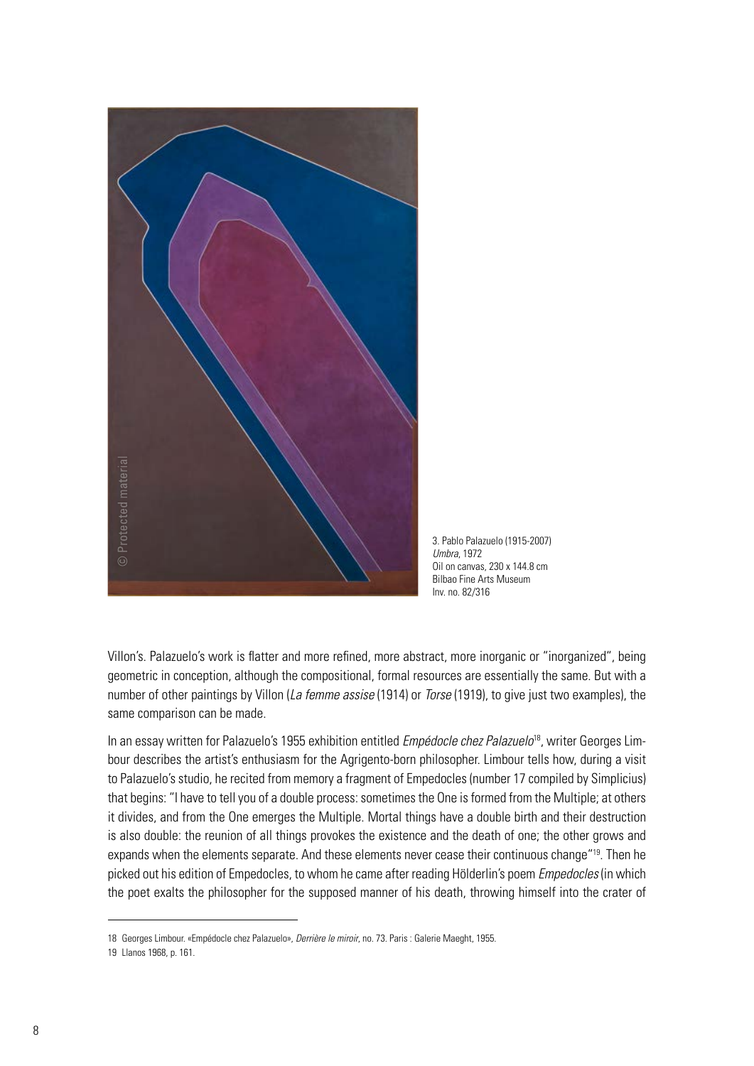3. Pablo Palazuelo (1915-2007)
*Umbra*, 1972
Oil on canvas, 230 x 144.8 cm
Bilbao Fine Arts Museum
Inv. no. 82/316

Villon's. Palazuelo's work is flatter and more refined, more abstract, more inorganic or "inorganized", being geometric in conception, although the compositional, formal resources are essentially the same. But with a number of other paintings by Villon (*La femme assise* (1914) or *Torse* (1919), to give just two examples), the same comparison can be made.

In an essay written for Palazuelo's 1955 exhibition entitled *Empédocle chez Palazuelo*[18], writer Georges Limbour describes the artist's enthusiasm for the Agrigento-born philosopher. Limbour tells how, during a visit to Palazuelo's studio, he recited from memory a fragment of Empedocles (number 17 compiled by Simplicius) that begins: "I have to tell you of a double process: sometimes the One is formed from the Multiple; at others it divides, and from the One emerges the Multiple. Mortal things have a double birth and their destruction is also double: the reunion of all things provokes the existence and the death of one; the other grows and expands when the elements separate. And these elements never cease their continuous change"[19]. Then he picked out his edition of Empedocles, to whom he came after reading Hölderlin's poem *Empedocles* (in which the poet exalts the philosopher for the supposed manner of his death, throwing himself into the crater of

18 Georges Limbour. «Empédocle chez Palazuelo», *Derrière le miroir*, no. 73. Paris : Galerie Maeght, 1955.

19 Llanos 1968, p. 161.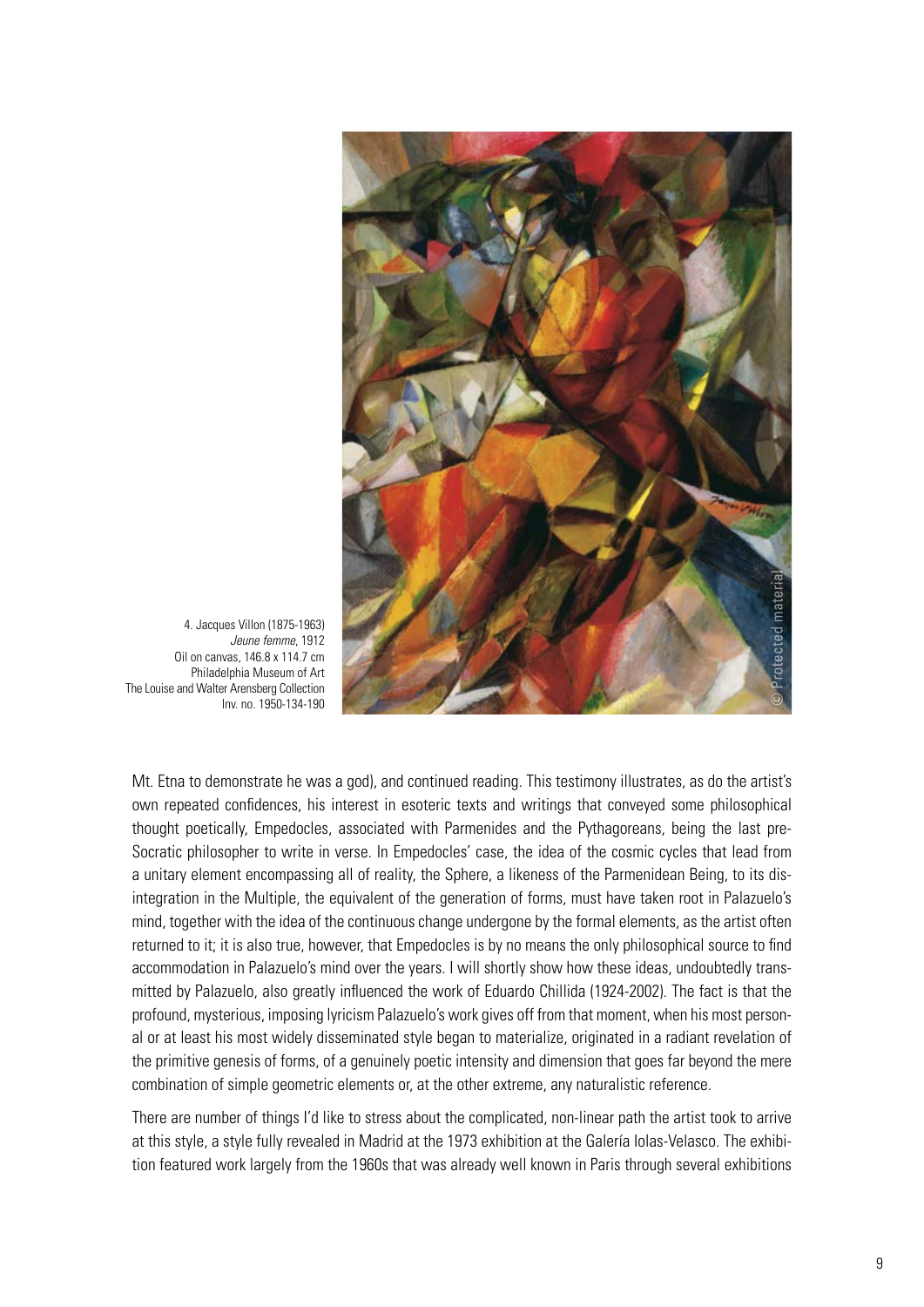4. Jacques Villon (1875-1963)
*Jeune femme*, 1912
Oil on canvas, 146.8 x 114.7 cm
Philadelphia Museum of Art
The Louise and Walter Arensberg Collection
Inv. no. 1950-134-190

Mt. Etna to demonstrate he was a god), and continued reading. This testimony illustrates, as do the artist's own repeated confidences, his interest in esoteric texts and writings that conveyed some philosophical thought poetically, Empedocles, associated with Parmenides and the Pythagoreans, being the last pre-Socratic philosopher to write in verse. In Empedocles' case, the idea of the cosmic cycles that lead from a unitary element encompassing all of reality, the Sphere, a likeness of the Parmenidean Being, to its disintegration in the Multiple, the equivalent of the generation of forms, must have taken root in Palazuelo's mind, together with the idea of the continuous change undergone by the formal elements, as the artist often returned to it; it is also true, however, that Empedocles is by no means the only philosophical source to find accommodation in Palazuelo's mind over the years. I will shortly show how these ideas, undoubtedly transmitted by Palazuelo, also greatly influenced the work of Eduardo Chillida (1924-2002). The fact is that the profound, mysterious, imposing lyricism Palazuelo's work gives off from that moment, when his most personal or at least his most widely disseminated style began to materialize, originated in a radiant revelation of the primitive genesis of forms, of a genuinely poetic intensity and dimension that goes far beyond the mere combination of simple geometric elements or, at the other extreme, any naturalistic reference.

There are number of things I'd like to stress about the complicated, non-linear path the artist took to arrive at this style, a style fully revealed in Madrid at the 1973 exhibition at the Galería Iolas-Velasco. The exhibition featured work largely from the 1960s that was already well known in Paris through several exhibitions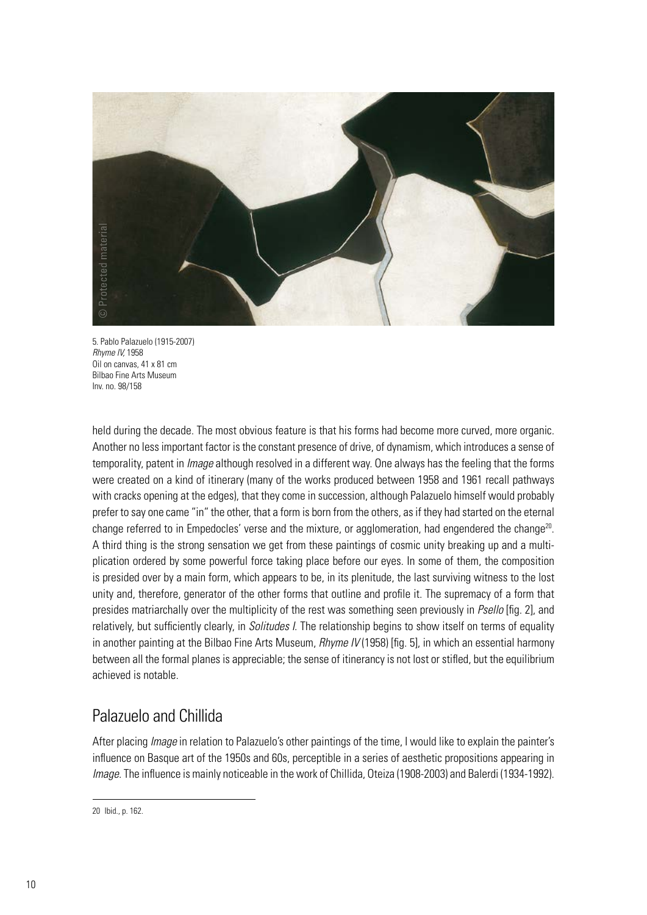5. Pablo Palazuelo (1915-2007)
*Rhyme IV*, 1958
Oil on canvas, 41 x 81 cm
Bilbao Fine Arts Museum
Inv. no. 98/158

held during the decade. The most obvious feature is that his forms had become more curved, more organic. Another no less important factor is the constant presence of drive, of dynamism, which introduces a sense of temporality, patent in *Image* although resolved in a different way. One always has the feeling that the forms were created on a kind of itinerary (many of the works produced between 1958 and 1961 recall pathways with cracks opening at the edges), that they come in succession, although Palazuelo himself would probably prefer to say one came "in" the other, that a form is born from the others, as if they had started on the eternal change referred to in Empedocles' verse and the mixture, or agglomeration, had engendered the change[20]. A third thing is the strong sensation we get from these paintings of cosmic unity breaking up and a multiplication ordered by some powerful force taking place before our eyes. In some of them, the composition is presided over by a main form, which appears to be, in its plenitude, the last surviving witness to the lost unity and, therefore, generator of the other forms that outline and profile it. The supremacy of a form that presides matriarchally over the multiplicity of the rest was something seen previously in *Psello* [fig. 2], and relatively, but sufficiently clearly, in *Solitudes I*. The relationship begins to show itself on terms of equality in another painting at the Bilbao Fine Arts Museum, *Rhyme IV* (1958) [fig. 5], in which an essential harmony between all the formal planes is appreciable; the sense of itinerancy is not lost or stifled, but the equilibrium achieved is notable.

## Palazuelo and Chillida

After placing *Image* in relation to Palazuelo's other paintings of the time, I would like to explain the painter's influence on Basque art of the 1950s and 60s, perceptible in a series of aesthetic propositions appearing in *Image*. The influence is mainly noticeable in the work of Chillida, Oteiza (1908-2003) and Balerdi (1934-1992).

---

20 Ibid., p. 162.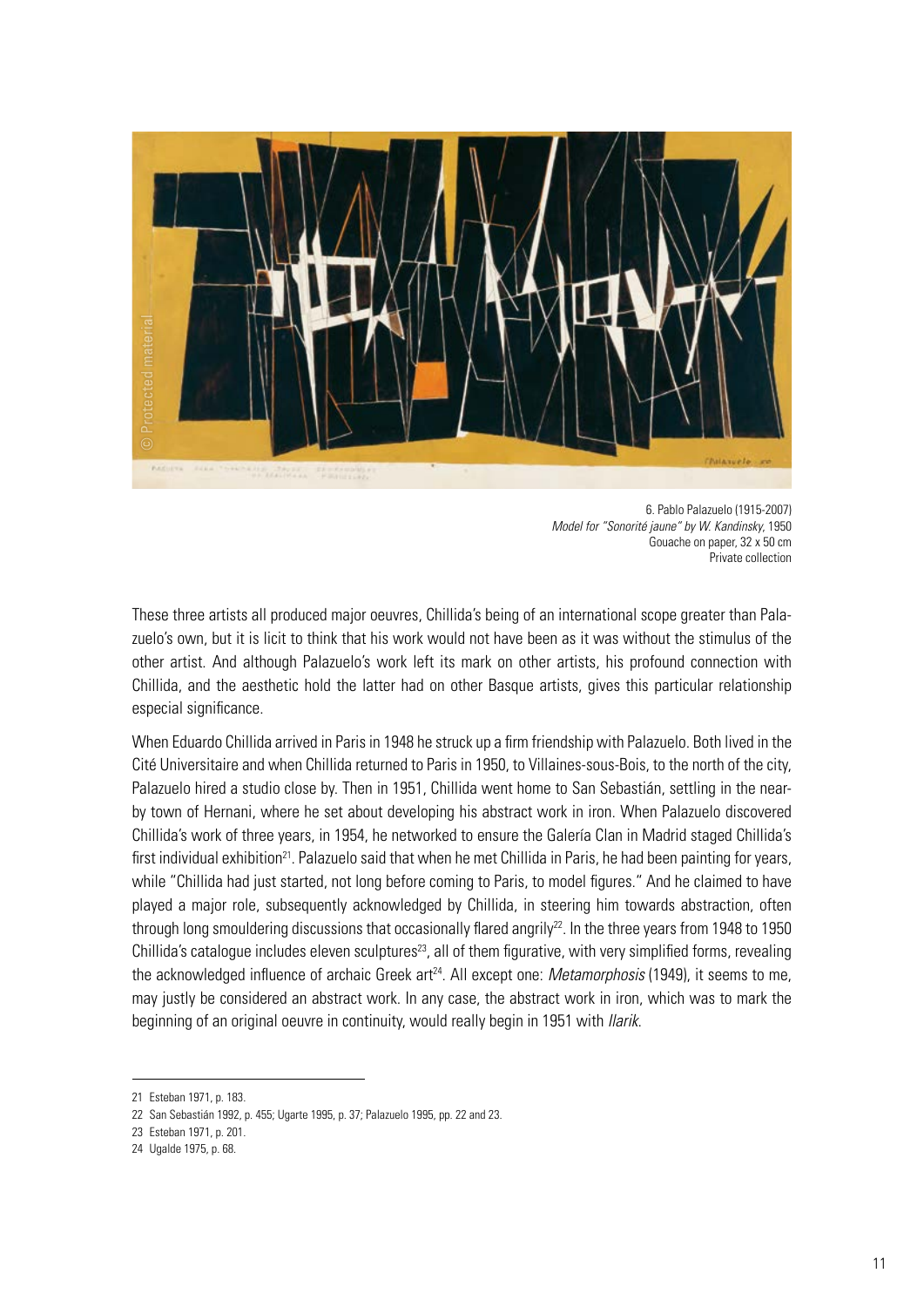6. Pablo Palazuelo (1915-2007)
*Model for "Sonorité jaune" by W. Kandinsky*, 1950
Gouache on paper, 32 x 50 cm
Private collection

These three artists all produced major oeuvres, Chillida's being of an international scope greater than Palazuelo's own, but it is licit to think that his work would not have been as it was without the stimulus of the other artist. And although Palazuelo's work left its mark on other artists, his profound connection with Chillida, and the aesthetic hold the latter had on other Basque artists, gives this particular relationship especial significance.

When Eduardo Chillida arrived in Paris in 1948 he struck up a firm friendship with Palazuelo. Both lived in the Cité Universitaire and when Chillida returned to Paris in 1950, to Villaines-sous-Bois, to the north of the city, Palazuelo hired a studio close by. Then in 1951, Chillida went home to San Sebastián, settling in the nearby town of Hernani, where he set about developing his abstract work in iron. When Palazuelo discovered Chillida's work of three years, in 1954, he networked to ensure the Galería Clan in Madrid staged Chillida's first individual exhibition[21]. Palazuelo said that when he met Chillida in Paris, he had been painting for years, while "Chillida had just started, not long before coming to Paris, to model figures." And he claimed to have played a major role, subsequently acknowledged by Chillida, in steering him towards abstraction, often through long smouldering discussions that occasionally flared angrily[22]. In the three years from 1948 to 1950 Chillida's catalogue includes eleven sculptures[23], all of them figurative, with very simplified forms, revealing the acknowledged influence of archaic Greek art[24]. All except one: *Metamorphosis* (1949), it seems to me, may justly be considered an abstract work. In any case, the abstract work in iron, which was to mark the beginning of an original oeuvre in continuity, would really begin in 1951 with *Ilarik*.

---

21 Esteban 1971, p. 183.

22 San Sebastián 1992, p. 455; Ugarte 1995, p. 37; Palazuelo 1995, pp. 22 and 23.

23 Esteban 1971, p. 201.

24 Ugalde 1975, p. 68.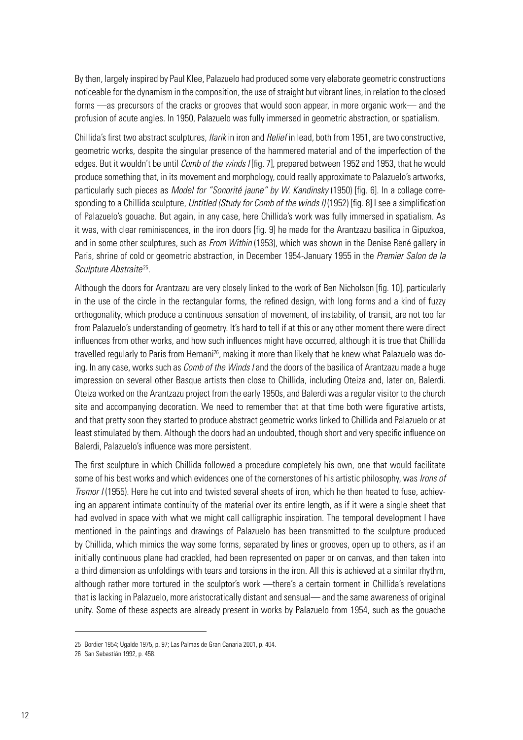By then, largely inspired by Paul Klee, Palazuelo had produced some very elaborate geometric constructions noticeable for the dynamism in the composition, the use of straight but vibrant lines, in relation to the closed forms —as precursors of the cracks or grooves that would soon appear, in more organic work— and the profusion of acute angles. In 1950, Palazuelo was fully immersed in geometric abstraction, or spatialism.

Chillida's first two abstract sculptures, *Ilarik* in iron and *Relief* in lead, both from 1951, are two constructive, geometric works, despite the singular presence of the hammered material and of the imperfection of the edges. But it wouldn't be until *Comb of the winds I* [fig. 7], prepared between 1952 and 1953, that he would produce something that, in its movement and morphology, could really approximate to Palazuelo's artworks, particularly such pieces as *Model for "Sonorité jaune" by W. Kandinsky* (1950) [fig. 6]. In a collage corresponding to a Chillida sculpture, *Untitled (Study for Comb of the winds I)* (1952) [fig. 8] I see a simplification of Palazuelo's gouache. But again, in any case, here Chillida's work was fully immersed in spatialism. As it was, with clear reminiscences, in the iron doors [fig. 9] he made for the Arantzazu basilica in Gipuzkoa, and in some other sculptures, such as *From Within* (1953), which was shown in the Denise René gallery in Paris, shrine of cold or geometric abstraction, in December 1954-January 1955 in the *Premier Salon de la Sculpture Abstraite*[25].

Although the doors for Arantzazu are very closely linked to the work of Ben Nicholson [fig. 10], particularly in the use of the circle in the rectangular forms, the refined design, with long forms and a kind of fuzzy orthogonality, which produce a continuous sensation of movement, of instability, of transit, are not too far from Palazuelo's understanding of geometry. It's hard to tell if at this or any other moment there were direct influences from other works, and how such influences might have occurred, although it is true that Chillida travelled regularly to Paris from Hernani[26], making it more than likely that he knew what Palazuelo was doing. In any case, works such as *Comb of the Winds I* and the doors of the basilica of Arantzazu made a huge impression on several other Basque artists then close to Chillida, including Oteiza and, later on, Balerdi. Oteiza worked on the Arantzazu project from the early 1950s, and Balerdi was a regular visitor to the church site and accompanying decoration. We need to remember that at that time both were figurative artists, and that pretty soon they started to produce abstract geometric works linked to Chillida and Palazuelo or at least stimulated by them. Although the doors had an undoubted, though short and very specific influence on Balerdi, Palazuelo's influence was more persistent.

The first sculpture in which Chillida followed a procedure completely his own, one that would facilitate some of his best works and which evidences one of the cornerstones of his artistic philosophy, was *Irons of Tremor I* (1955). Here he cut into and twisted several sheets of iron, which he then heated to fuse, achieving an apparent intimate continuity of the material over its entire length, as if it were a single sheet that had evolved in space with what we might call calligraphic inspiration. The temporal development I have mentioned in the paintings and drawings of Palazuelo has been transmitted to the sculpture produced by Chillida, which mimics the way some forms, separated by lines or grooves, open up to others, as if an initially continuous plane had crackled, had been represented on paper or on canvas, and then taken into a third dimension as unfoldings with tears and torsions in the iron. All this is achieved at a similar rhythm, although rather more tortured in the sculptor's work —there's a certain torment in Chillida's revelations that is lacking in Palazuelo, more aristocratically distant and sensual— and the same awareness of original unity. Some of these aspects are already present in works by Palazuelo from 1954, such as the gouache

---

25 Bordier 1954; Ugalde 1975, p. 97; Las Palmas de Gran Canaria 2001, p. 404.

26 San Sebastián 1992, p. 458.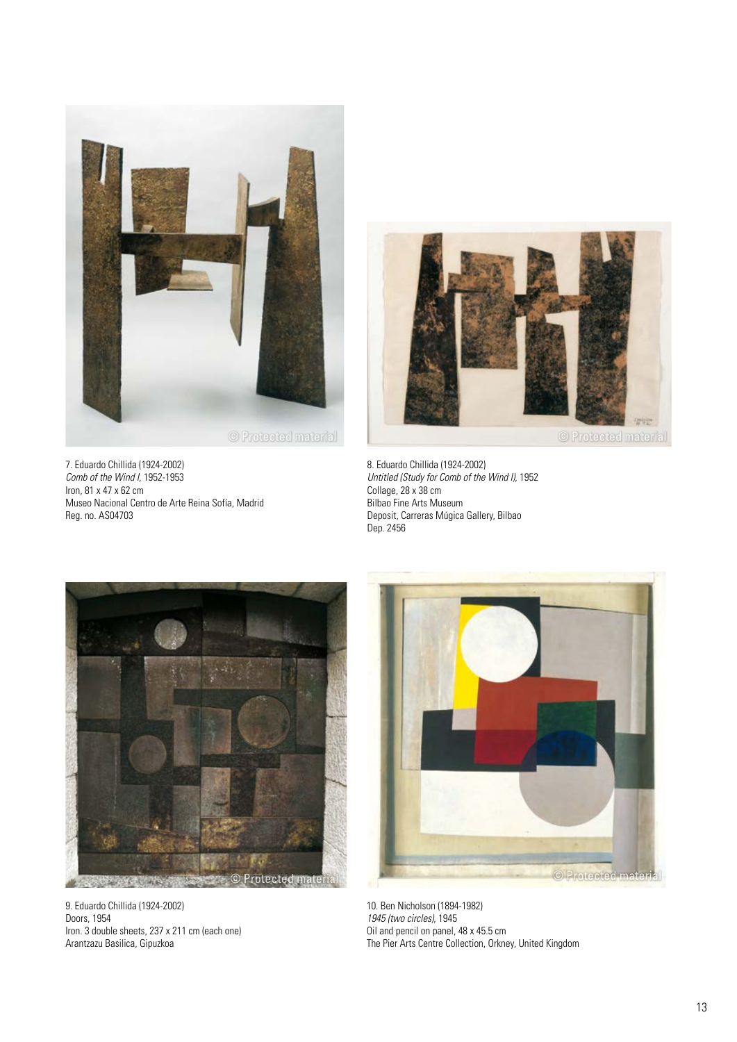7. Eduardo Chillida (1924-2002)
*Comb of the Wind I,* 1952-1953
Iron, 81 x 47 x 62 cm
Museo Nacional Centro de Arte Reina Sofía, Madrid
Reg. no. AS04703

8. Eduardo Chillida (1924-2002)
*Untitled (Study for Comb of the Wind I),* 1952
Collage, 28 x 38 cm
Bilbao Fine Arts Museum
Deposit, Carreras Múgica Gallery, Bilbao
Dep. 2456

9. Eduardo Chillida (1924-2002)
Doors, 1954
Iron. 3 double sheets, 237 x 211 cm (each one)
Arantzazu Basilica, Gipuzkoa

10. Ben Nicholson (1894-1982)
*1945 (two circles),* 1945
Oil and pencil on panel, 48 x 45.5 cm
The Pier Arts Centre Collection, Orkney, United Kingdom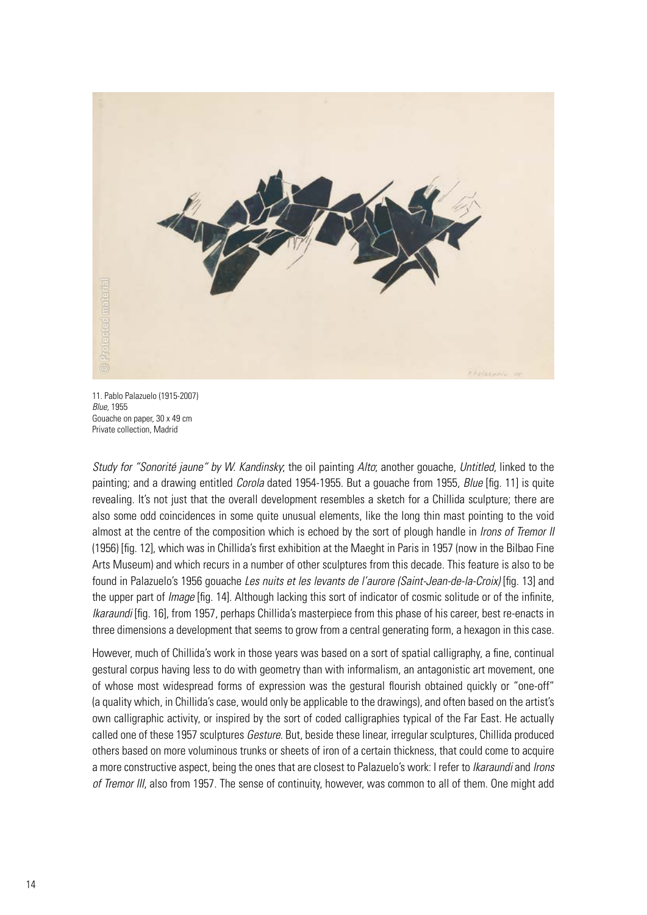11. Pablo Palazuelo (1915-2007)
*Blue*, 1955
Gouache on paper, 30 x 49 cm
Private collection, Madrid

*Study for "Sonorité jaune" by W. Kandinsky*; the oil painting *Alto*; another gouache, *Untitled*, linked to the painting; and a drawing entitled *Corola* dated 1954-1955. But a gouache from 1955, *Blue* [fig. 11] is quite revealing. It's not just that the overall development resembles a sketch for a Chillida sculpture; there are also some odd coincidences in some quite unusual elements, like the long thin mast pointing to the void almost at the centre of the composition which is echoed by the sort of plough handle in *Irons of Tremor II* (1956) [fig. 12], which was in Chillida's first exhibition at the Maeght in Paris in 1957 (now in the Bilbao Fine Arts Museum) and which recurs in a number of other sculptures from this decade. This feature is also to be found in Palazuelo's 1956 gouache *Les nuits et les levants de l'aurore (Saint-Jean-de-la-Croix)* [fig. 13] and the upper part of *Image* [fig. 14]. Although lacking this sort of indicator of cosmic solitude or of the infinite, *Ikaraundi* [fig. 16], from 1957, perhaps Chillida's masterpiece from this phase of his career, best re-enacts in three dimensions a development that seems to grow from a central generating form, a hexagon in this case.

However, much of Chillida's work in those years was based on a sort of spatial calligraphy, a fine, continual gestural corpus having less to do with geometry than with informalism, an antagonistic art movement, one of whose most widespread forms of expression was the gestural flourish obtained quickly or "one-off" (a quality which, in Chillida's case, would only be applicable to the drawings), and often based on the artist's own calligraphic activity, or inspired by the sort of coded calligraphies typical of the Far East. He actually called one of these 1957 sculptures *Gesture*. But, beside these linear, irregular sculptures, Chillida produced others based on more voluminous trunks or sheets of iron of a certain thickness, that could come to acquire a more constructive aspect, being the ones that are closest to Palazuelo's work: I refer to *Ikaraundi* and *Irons of Tremor III*, also from 1957. The sense of continuity, however, was common to all of them. One might add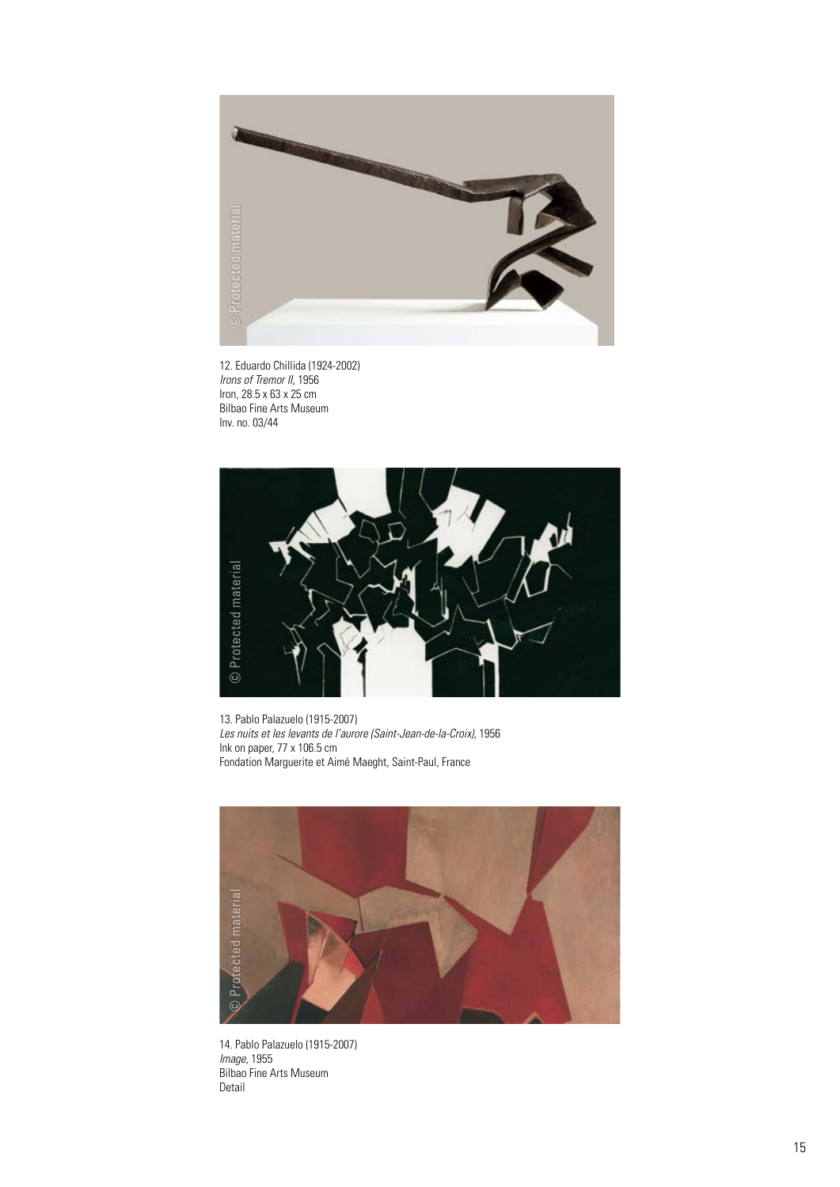12. Eduardo Chillida (1924-2002)
*Irons of Tremor II*, 1956
Iron, 28.5 x 63 x 25 cm
Bilbao Fine Arts Museum
Inv. no. 03/44

13. Pablo Palazuelo (1915-2007)
*Les nuits et les levants de l'aurore (Saint-Jean-de-la-Croix)*, 1956
Ink on paper, 77 x 106.5 cm
Fondation Marguerite et Aimé Maeght, Saint-Paul, France

14. Pablo Palazuelo (1915-2007)
*Image*, 1955
Bilbao Fine Arts Museum
Detail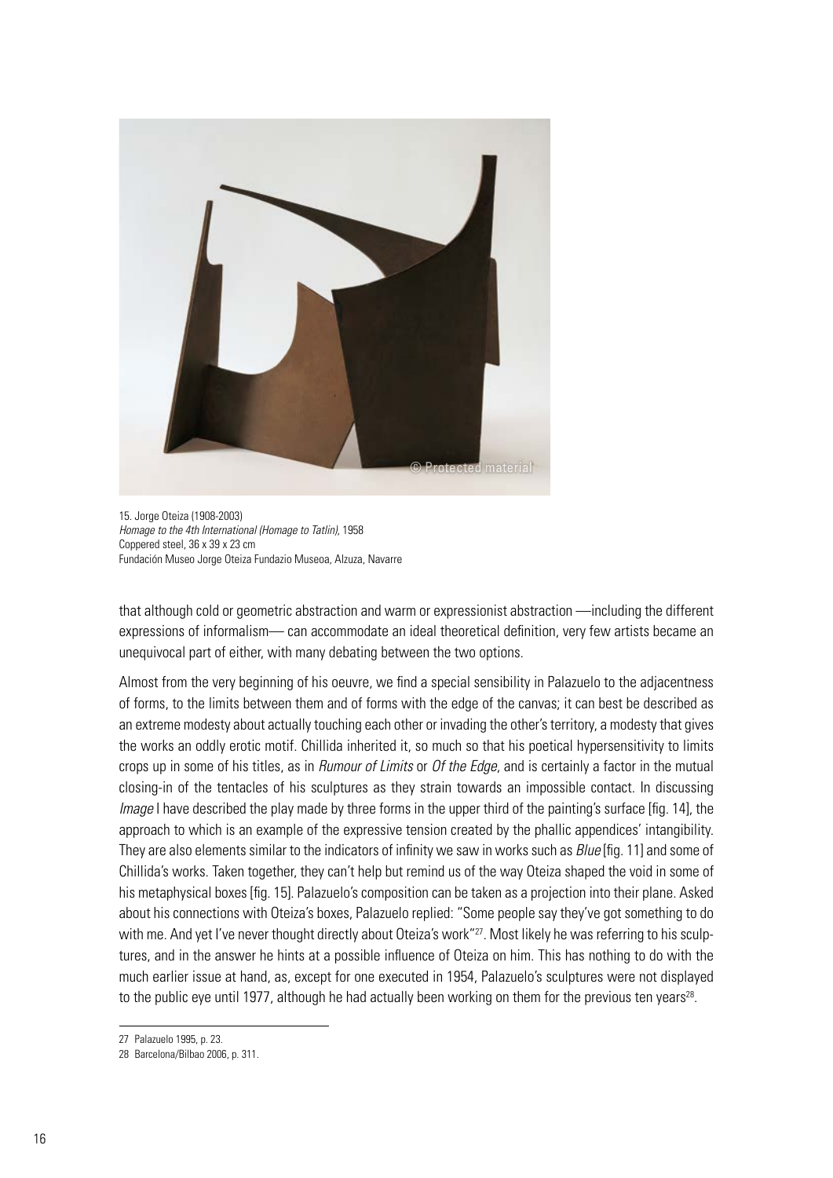15. Jorge Oteiza (1908-2003)
*Homage to the 4th International (Homage to Tatlin)*, 1958
Coppered steel, 36 x 39 x 23 cm
Fundación Museo Jorge Oteiza Fundazio Museoa, Alzuza, Navarre

that although cold or geometric abstraction and warm or expressionist abstraction —including the different expressions of informalism— can accommodate an ideal theoretical definition, very few artists became an unequivocal part of either, with many debating between the two options.

Almost from the very beginning of his oeuvre, we find a special sensibility in Palazuelo to the adjacentness of forms, to the limits between them and of forms with the edge of the canvas; it can best be described as an extreme modesty about actually touching each other or invading the other's territory, a modesty that gives the works an oddly erotic motif. Chillida inherited it, so much so that his poetical hypersensitivity to limits crops up in some of his titles, as in *Rumour of Limits* or *Of the Edge*, and is certainly a factor in the mutual closing-in of the tentacles of his sculptures as they strain towards an impossible contact. In discussing *Image* I have described the play made by three forms in the upper third of the painting's surface [fig. 14], the approach to which is an example of the expressive tension created by the phallic appendices' intangibility. They are also elements similar to the indicators of infinity we saw in works such as *Blue* [fig. 11] and some of Chillida's works. Taken together, they can't help but remind us of the way Oteiza shaped the void in some of his metaphysical boxes [fig. 15]. Palazuelo's composition can be taken as a projection into their plane. Asked about his connections with Oteiza's boxes, Palazuelo replied: "Some people say they've got something to do with me. And yet I've never thought directly about Oteiza's work"[27]. Most likely he was referring to his sculptures, and in the answer he hints at a possible influence of Oteiza on him. This has nothing to do with the much earlier issue at hand, as, except for one executed in 1954, Palazuelo's sculptures were not displayed to the public eye until 1977, although he had actually been working on them for the previous ten years[28].

27 Palazuelo 1995, p. 23.

28 Barcelona/Bilbao 2006, p. 311.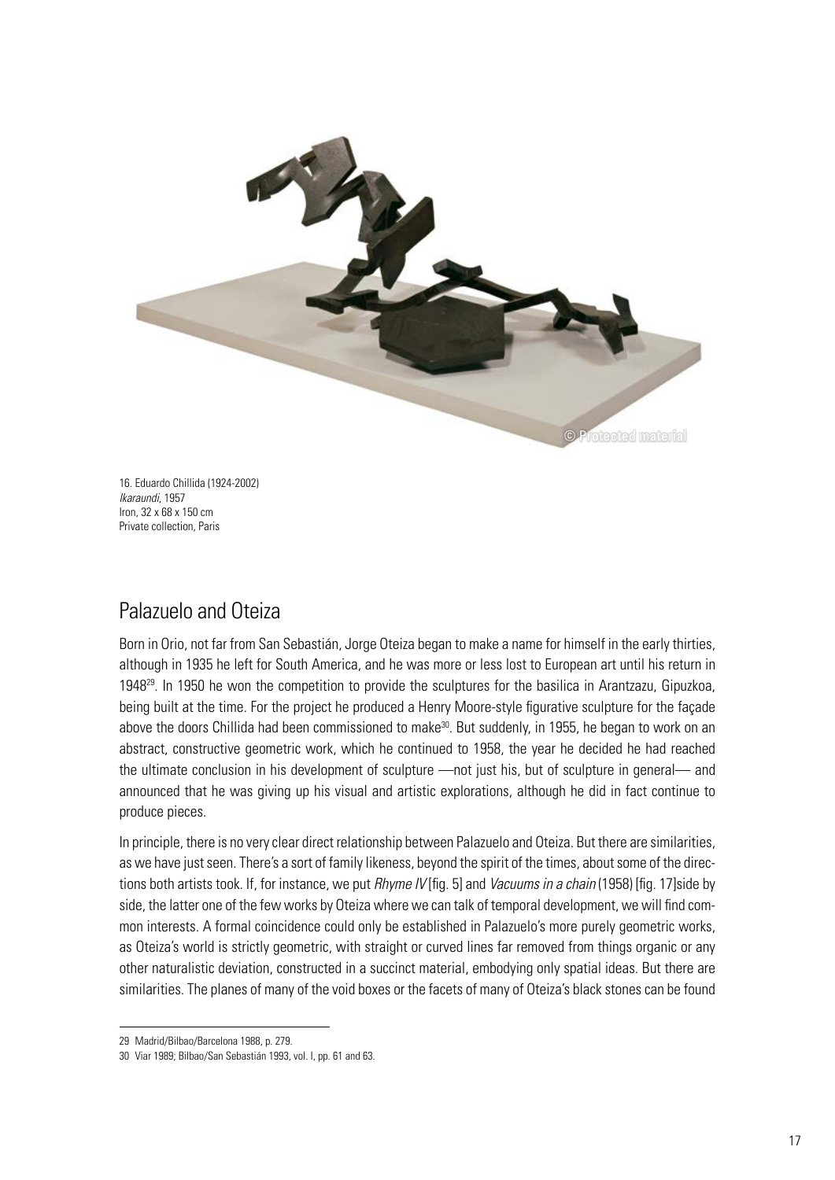16. Eduardo Chillida (1924-2002)
*Ikaraundi*, 1957
Iron, 32 x 68 x 150 cm
Private collection, Paris

## Palazuelo and Oteiza

Born in Orio, not far from San Sebastián, Jorge Oteiza began to make a name for himself in the early thirties, although in 1935 he left for South America, and he was more or less lost to European art until his return in 1948[29]. In 1950 he won the competition to provide the sculptures for the basilica in Arantzazu, Gipuzkoa, being built at the time. For the project he produced a Henry Moore-style figurative sculpture for the façade above the doors Chillida had been commissioned to make[30]. But suddenly, in 1955, he began to work on an abstract, constructive geometric work, which he continued to 1958, the year he decided he had reached the ultimate conclusion in his development of sculpture —not just his, but of sculpture in general— and announced that he was giving up his visual and artistic explorations, although he did in fact continue to produce pieces.

In principle, there is no very clear direct relationship between Palazuelo and Oteiza. But there are similarities, as we have just seen. There's a sort of family likeness, beyond the spirit of the times, about some of the directions both artists took. If, for instance, we put *Rhyme IV* [fig. 5] and *Vacuums in a chain* (1958) [fig. 17]side by side, the latter one of the few works by Oteiza where we can talk of temporal development, we will find common interests. A formal coincidence could only be established in Palazuelo's more purely geometric works, as Oteiza's world is strictly geometric, with straight or curved lines far removed from things organic or any other naturalistic deviation, constructed in a succinct material, embodying only spatial ideas. But there are similarities. The planes of many of the void boxes or the facets of many of Oteiza's black stones can be found

29 Madrid/Bilbao/Barcelona 1988, p. 279.

30 Viar 1989; Bilbao/San Sebastián 1993, vol. I, pp. 61 and 63.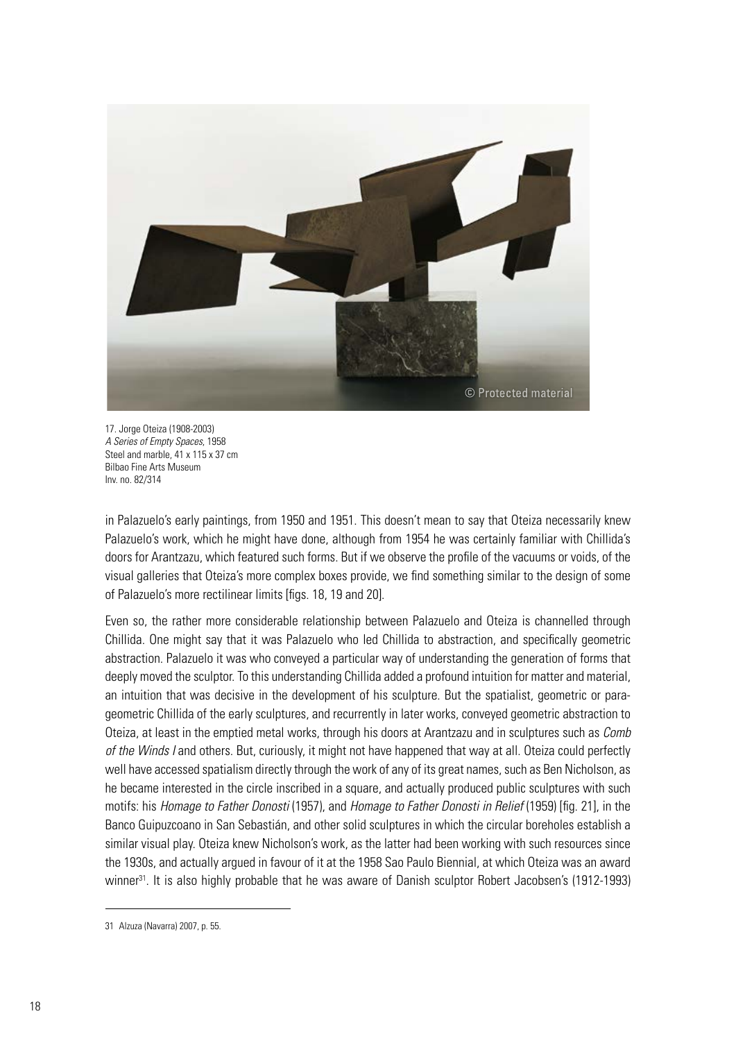17. Jorge Oteiza (1908-2003)
*A Series of Empty Spaces*, 1958
Steel and marble, 41 x 115 x 37 cm
Bilbao Fine Arts Museum
Inv. no. 82/314

in Palazuelo's early paintings, from 1950 and 1951. This doesn't mean to say that Oteiza necessarily knew Palazuelo's work, which he might have done, although from 1954 he was certainly familiar with Chillida's doors for Arantzazu, which featured such forms. But if we observe the profile of the vacuums or voids, of the visual galleries that Oteiza's more complex boxes provide, we find something similar to the design of some of Palazuelo's more rectilinear limits [figs. 18, 19 and 20].

Even so, the rather more considerable relationship between Palazuelo and Oteiza is channelled through Chillida. One might say that it was Palazuelo who led Chillida to abstraction, and specifically geometric abstraction. Palazuelo it was who conveyed a particular way of understanding the generation of forms that deeply moved the sculptor. To this understanding Chillida added a profound intuition for matter and material, an intuition that was decisive in the development of his sculpture. But the spatialist, geometric or para-geometric Chillida of the early sculptures, and recurrently in later works, conveyed geometric abstraction to Oteiza, at least in the emptied metal works, through his doors at Arantzazu and in sculptures such as *Comb of the Winds I* and others. But, curiously, it might not have happened that way at all. Oteiza could perfectly well have accessed spatialism directly through the work of any of its great names, such as Ben Nicholson, as he became interested in the circle inscribed in a square, and actually produced public sculptures with such motifs: his *Homage to Father Donosti* (1957), and *Homage to Father Donosti in Relief* (1959) [fig. 21], in the Banco Guipuzcoano in San Sebastián, and other solid sculptures in which the circular boreholes establish a similar visual play. Oteiza knew Nicholson's work, as the latter had been working with such resources since the 1930s, and actually argued in favour of it at the 1958 Sao Paulo Biennial, at which Oteiza was an award winner[31]. It is also highly probable that he was aware of Danish sculptor Robert Jacobsen's (1912-1993)

31 Alzuza (Navarra) 2007, p. 55.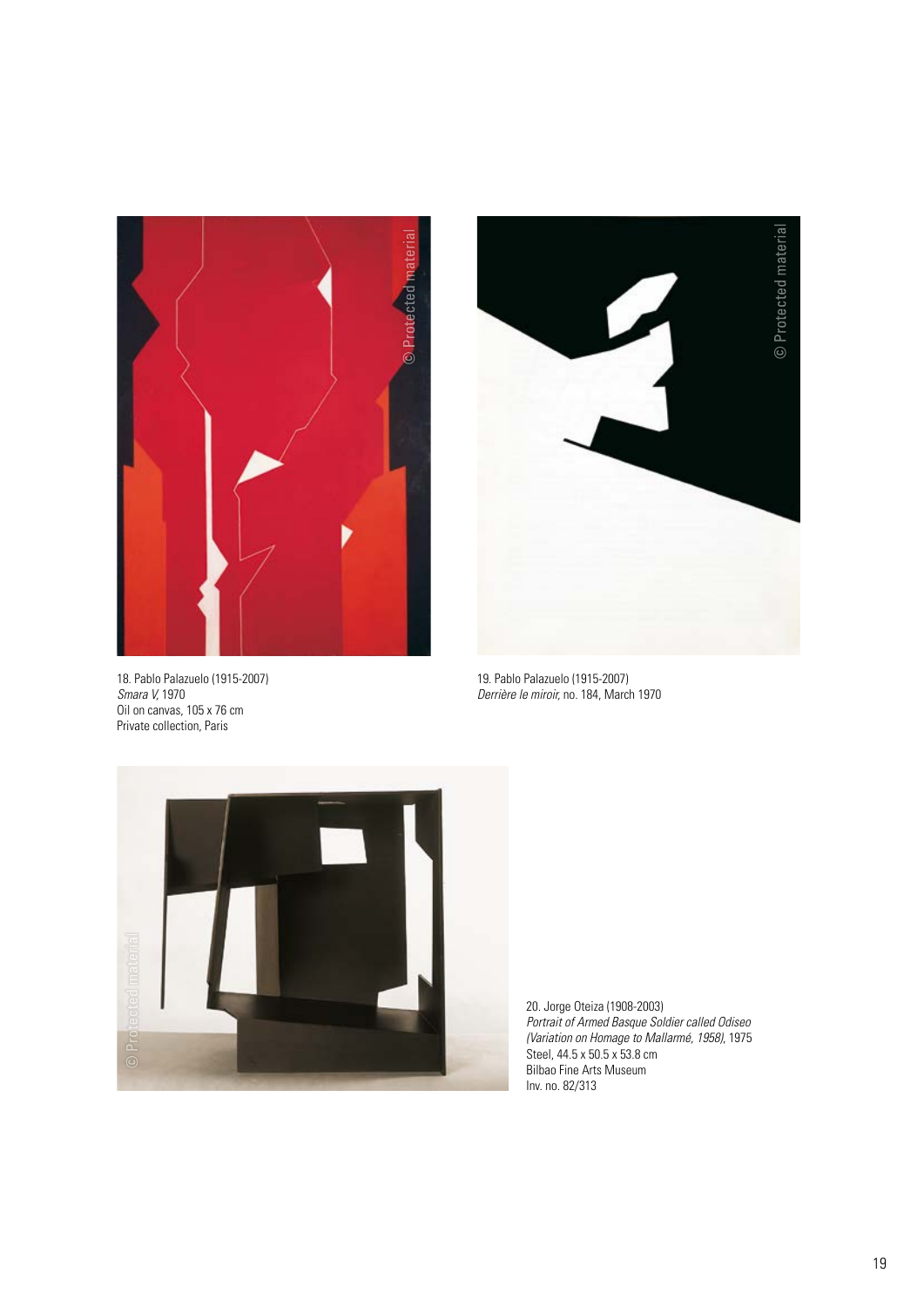18. Pablo Palazuelo (1915-2007)
*Smara V*, 1970
Oil on canvas, 105 x 76 cm
Private collection, Paris

19. Pablo Palazuelo (1915-2007)
*Derrière le miroir*, no. 184, March 1970

20. Jorge Oteiza (1908-2003)
*Portrait of Armed Basque Soldier called Odiseo (Variation on Homage to Mallarmé, 1958)*, 1975
Steel, 44.5 x 50.5 x 53.8 cm
Bilbao Fine Arts Museum
Inv. no. 82/313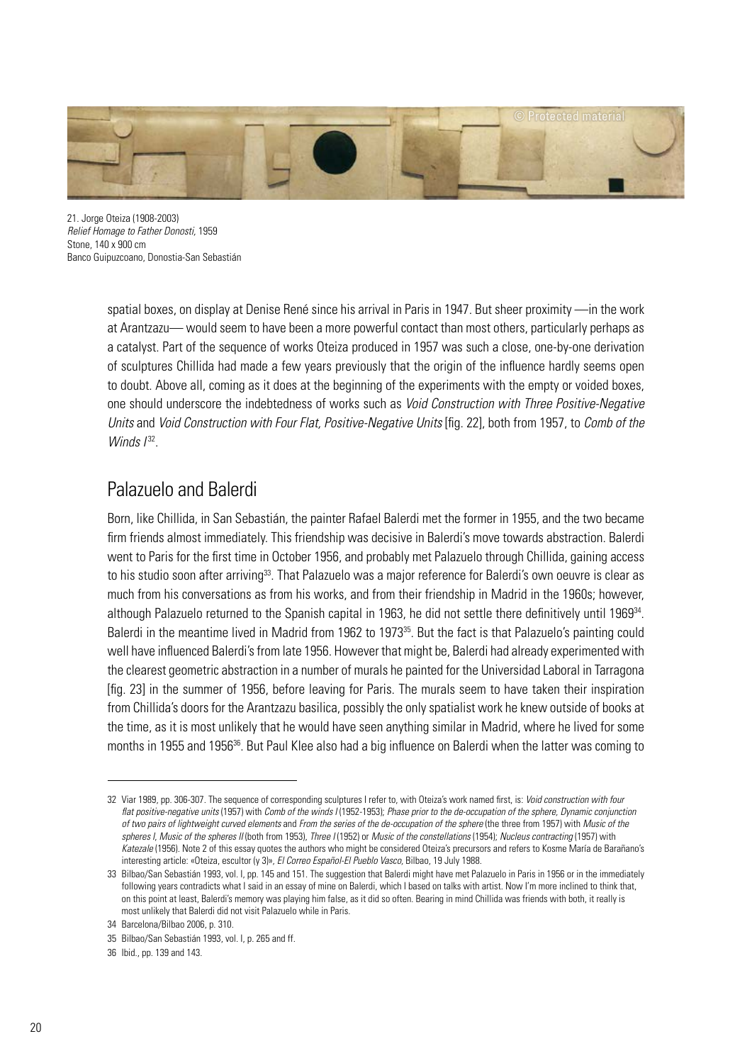21. Jorge Oteiza (1908-2003)
*Relief Homage to Father Donosti*, 1959
Stone, 140 x 900 cm
Banco Guipuzcoano, Donostia-San Sebastián

spatial boxes, on display at Denise René since his arrival in Paris in 1947. But sheer proximity —in the work at Arantzazu— would seem to have been a more powerful contact than most others, particularly perhaps as a catalyst. Part of the sequence of works Oteiza produced in 1957 was such a close, one-by-one derivation of sculptures Chillida had made a few years previously that the origin of the influence hardly seems open to doubt. Above all, coming as it does at the beginning of the experiments with the empty or voided boxes, one should underscore the indebtedness of works such as *Void Construction with Three Positive-Negative Units* and *Void Construction with Four Flat, Positive-Negative Units* [fig. 22], both from 1957, to *Comb of the Winds I*[32].

## Palazuelo and Balerdi

Born, like Chillida, in San Sebastián, the painter Rafael Balerdi met the former in 1955, and the two became firm friends almost immediately. This friendship was decisive in Balerdi's move towards abstraction. Balerdi went to Paris for the first time in October 1956, and probably met Palazuelo through Chillida, gaining access to his studio soon after arriving[33]. That Palazuelo was a major reference for Balerdi's own oeuvre is clear as much from his conversations as from his works, and from their friendship in Madrid in the 1960s; however, although Palazuelo returned to the Spanish capital in 1963, he did not settle there definitively until 1969[34]. Balerdi in the meantime lived in Madrid from 1962 to 1973[35]. But the fact is that Palazuelo's painting could well have influenced Balerdi's from late 1956. However that might be, Balerdi had already experimented with the clearest geometric abstraction in a number of murals he painted for the Universidad Laboral in Tarragona [fig. 23] in the summer of 1956, before leaving for Paris. The murals seem to have taken their inspiration from Chillida's doors for the Arantzazu basilica, possibly the only spatialist work he knew outside of books at the time, as it is most unlikely that he would have seen anything similar in Madrid, where he lived for some months in 1955 and 1956[36]. But Paul Klee also had a big influence on Balerdi when the latter was coming to

---

32 Viar 1989, pp. 306-307. The sequence of corresponding sculptures I refer to, with Oteiza's work named first, is: *Void construction with four flat positive-negative units* (1957) with *Comb of the winds I* (1952-1953); *Phase prior to the de-occupation of the sphere, Dynamic conjunction of two pairs of lightweight curved elements* and *From the series of the de-occupation of the sphere* (the three from 1957) with *Music of the spheres I, Music of the spheres II* (both from 1953), *Three I* (1952) or *Music of the constellations* (1954); *Nucleus contracting* (1957) with *Katezale* (1956). Note 2 of this essay quotes the authors who might be considered Oteiza's precursors and refers to Kosme María de Barañano's interesting article: «Oteiza, escultor (y 3)», *El Correo Español-El Pueblo Vasco*, Bilbao, 19 July 1988.

33 Bilbao/San Sebastián 1993, vol. I, pp. 145 and 151. The suggestion that Balerdi might have met Palazuelo in Paris in 1956 or in the immediately following years contradicts what I said in an essay of mine on Balerdi, which I based on talks with artist. Now I'm more inclined to think that, on this point at least, Balerdi's memory was playing him false, as it did so often. Bearing in mind Chillida was friends with both, it really is most unlikely that Balerdi did not visit Palazuelo while in Paris.

34 Barcelona/Bilbao 2006, p. 310.

35 Bilbao/San Sebastián 1993, vol. I, p. 265 and ff.

36 Ibid., pp. 139 and 143.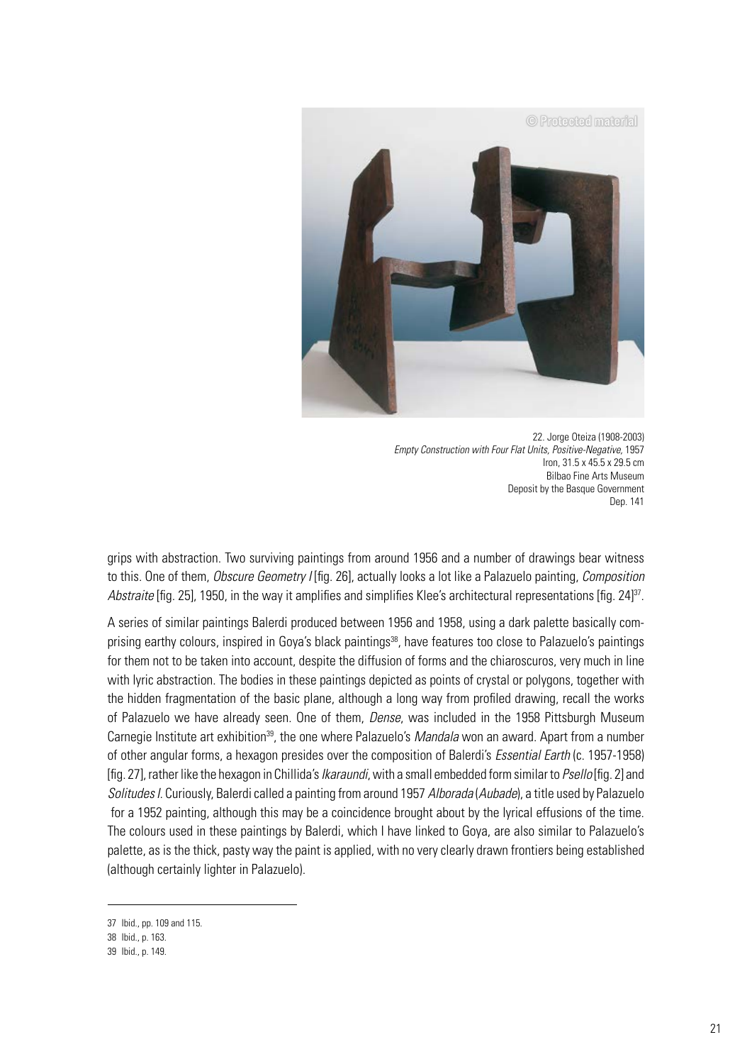22. Jorge Oteiza (1908-2003)
*Empty Construction with Four Flat Units, Positive-Negative,* 1957
Iron, 31.5 x 45.5 x 29.5 cm
Bilbao Fine Arts Museum
Deposit by the Basque Government
Dep. 141

grips with abstraction. Two surviving paintings from around 1956 and a number of drawings bear witness to this. One of them, *Obscure Geometry I* [fig. 26], actually looks a lot like a Palazuelo painting, *Composition Abstraite* [fig. 25], 1950, in the way it amplifies and simplifies Klee's architectural representations [fig. 24][37].

A series of similar paintings Balerdi produced between 1956 and 1958, using a dark palette basically comprising earthy colours, inspired in Goya's black paintings[38], have features too close to Palazuelo's paintings for them not to be taken into account, despite the diffusion of forms and the chiaroscuros, very much in line with lyric abstraction. The bodies in these paintings depicted as points of crystal or polygons, together with the hidden fragmentation of the basic plane, although a long way from profiled drawing, recall the works of Palazuelo we have already seen. One of them, *Dense*, was included in the 1958 Pittsburgh Museum Carnegie Institute art exhibition[39], the one where Palazuelo's *Mandala* won an award. Apart from a number of other angular forms, a hexagon presides over the composition of Balerdi's *Essential Earth* (c. 1957-1958) [fig. 27], rather like the hexagon in Chillida's *Ikaraundi*, with a small embedded form similar to *Psello* [fig. 2] and *Solitudes I*. Curiously, Balerdi called a painting from around 1957 *Alborada* (*Aubade*), a title used by Palazuelo for a 1952 painting, although this may be a coincidence brought about by the lyrical effusions of the time. The colours used in these paintings by Balerdi, which I have linked to Goya, are also similar to Palazuelo's palette, as is the thick, pasty way the paint is applied, with no very clearly drawn frontiers being established (although certainly lighter in Palazuelo).

---

37 Ibid., pp. 109 and 115.

38 Ibid., p. 163.

39 Ibid., p. 149.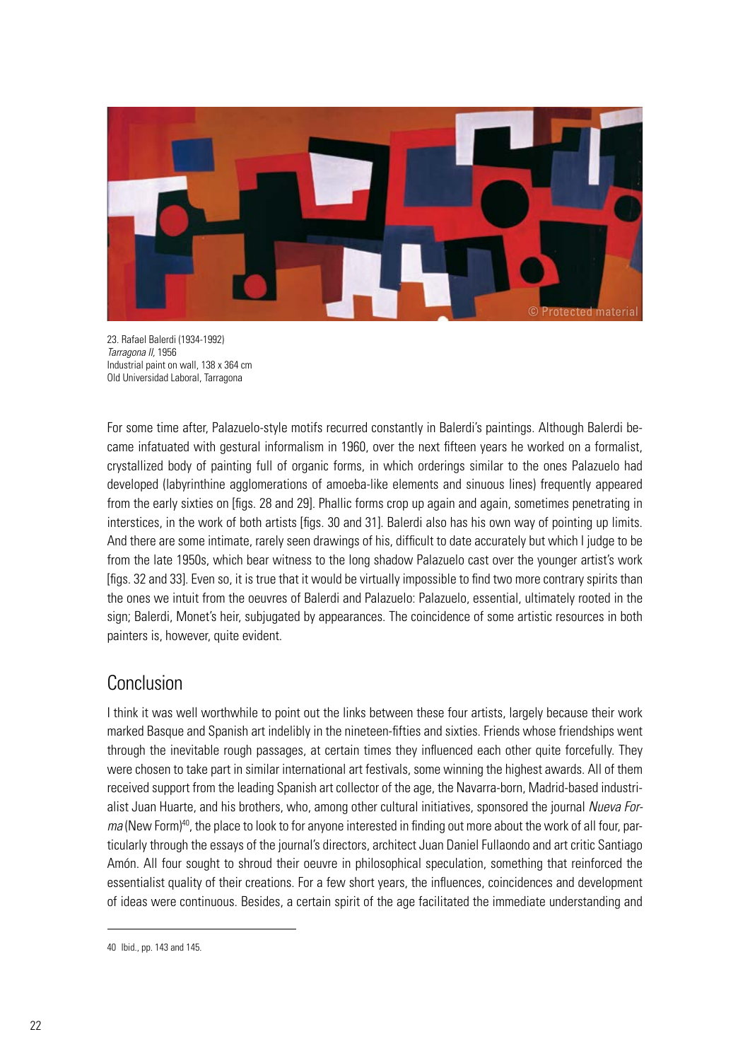23. Rafael Balerdi (1934-1992)
*Tarragona II,* 1956
Industrial paint on wall, 138 x 364 cm
Old Universidad Laboral, Tarragona

For some time after, Palazuelo-style motifs recurred constantly in Balerdi's paintings. Although Balerdi became infatuated with gestural informalism in 1960, over the next fifteen years he worked on a formalist, crystallized body of painting full of organic forms, in which orderings similar to the ones Palazuelo had developed (labyrinthine agglomerations of amoeba-like elements and sinuous lines) frequently appeared from the early sixties on [figs. 28 and 29]. Phallic forms crop up again and again, sometimes penetrating in interstices, in the work of both artists [figs. 30 and 31]. Balerdi also has his own way of pointing up limits. And there are some intimate, rarely seen drawings of his, difficult to date accurately but which I judge to be from the late 1950s, which bear witness to the long shadow Palazuelo cast over the younger artist's work [figs. 32 and 33]. Even so, it is true that it would be virtually impossible to find two more contrary spirits than the ones we intuit from the oeuvres of Balerdi and Palazuelo: Palazuelo, essential, ultimately rooted in the sign; Balerdi, Monet's heir, subjugated by appearances. The coincidence of some artistic resources in both painters is, however, quite evident.

## Conclusion

I think it was well worthwhile to point out the links between these four artists, largely because their work marked Basque and Spanish art indelibly in the nineteen-fifties and sixties. Friends whose friendships went through the inevitable rough passages, at certain times they influenced each other quite forcefully. They were chosen to take part in similar international art festivals, some winning the highest awards. All of them received support from the leading Spanish art collector of the age, the Navarra-born, Madrid-based industrialist Juan Huarte, and his brothers, who, among other cultural initiatives, sponsored the journal *Nueva Forma* (New Form)[40], the place to look to for anyone interested in finding out more about the work of all four, particularly through the essays of the journal's directors, architect Juan Daniel Fullaondo and art critic Santiago Amón. All four sought to shroud their oeuvre in philosophical speculation, something that reinforced the essentialist quality of their creations. For a few short years, the influences, coincidences and development of ideas were continuous. Besides, a certain spirit of the age facilitated the immediate understanding and

40 Ibid., pp. 143 and 145.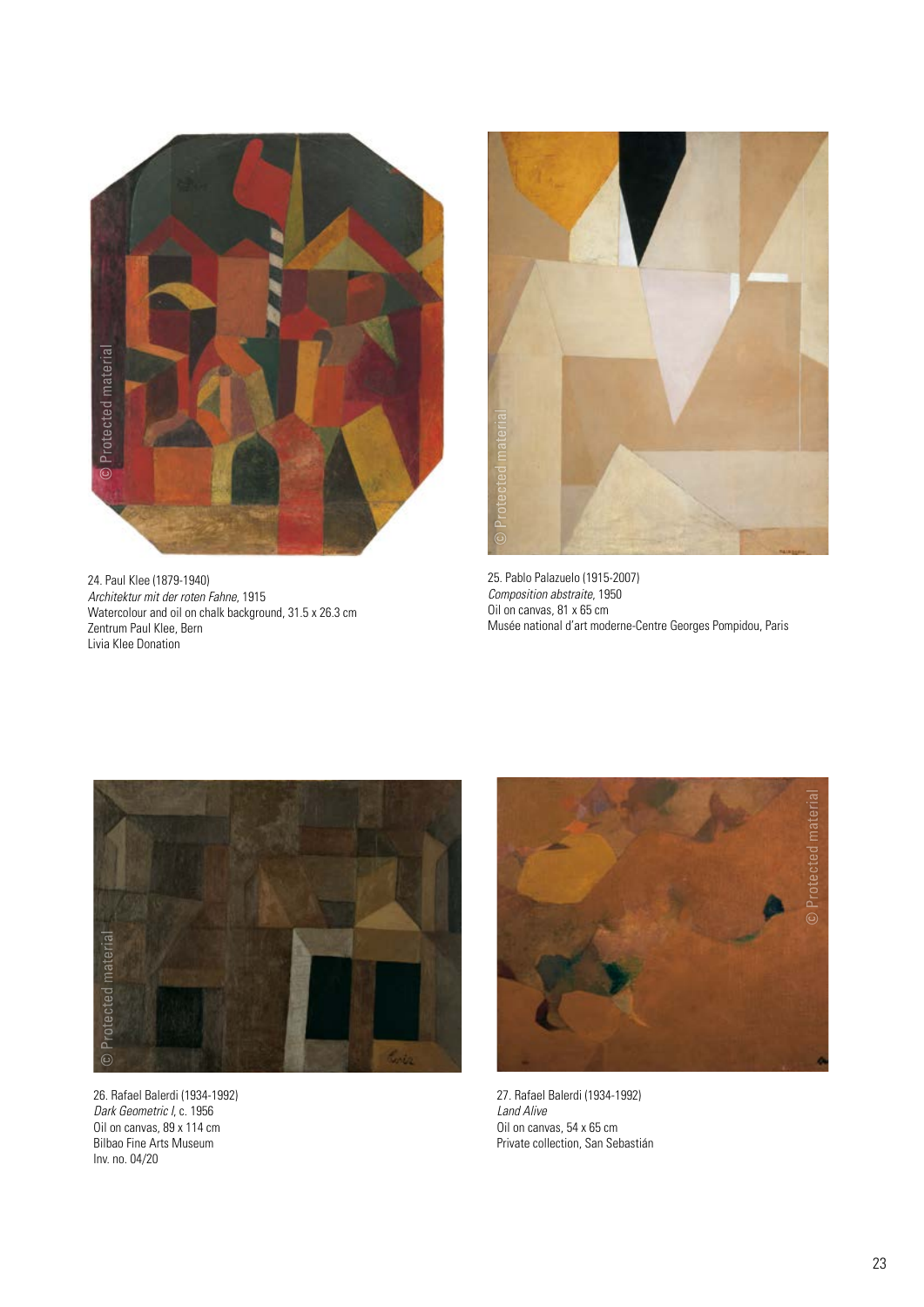24. Paul Klee (1879-1940)
*Architektur mit der roten Fahne,* 1915
Watercolour and oil on chalk background, 31.5 x 26.3 cm
Zentrum Paul Klee, Bern
Livia Klee Donation

25. Pablo Palazuelo (1915-2007)
*Composition abstraite,* 1950
Oil on canvas, 81 x 65 cm
Musée national d'art moderne-Centre Georges Pompidou, Paris

26. Rafael Balerdi (1934-1992)
*Dark Geometric I,* c. 1956
Oil on canvas, 89 x 114 cm
Bilbao Fine Arts Museum
Inv. no. 04/20

27. Rafael Balerdi (1934-1992)
*Land Alive*
Oil on canvas, 54 x 65 cm
Private collection, San Sebastián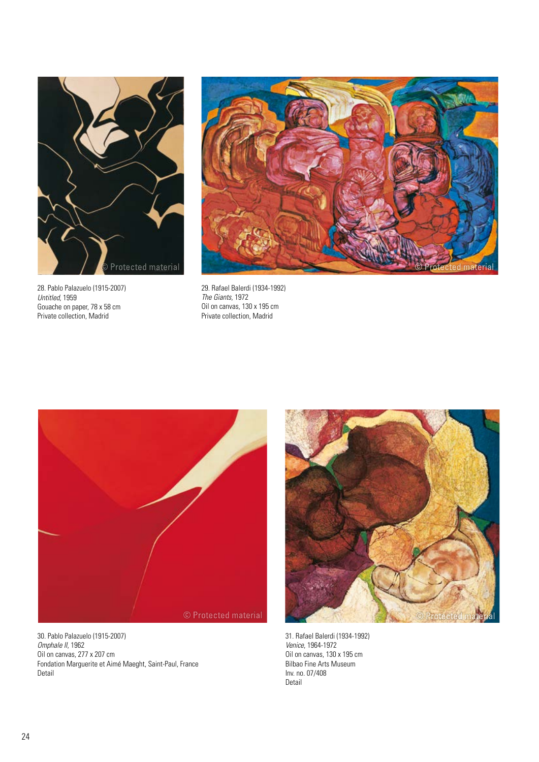28. Pablo Palazuelo (1915-2007)
*Untitled*, 1959
Gouache on paper, 78 x 58 cm
Private collection, Madrid

29. Rafael Balerdi (1934-1992)
*The Giants*, 1972
Oil on canvas, 130 x 195 cm
Private collection, Madrid

30. Pablo Palazuelo (1915-2007)
*Omphale II*, 1962
Oil on canvas, 277 x 207 cm
Fondation Marguerite et Aimé Maeght, Saint-Paul, France
Detail

31. Rafael Balerdi (1934-1992)
*Venice*, 1964-1972
Oil on canvas, 130 x 195 cm
Bilbao Fine Arts Museum
Inv. no. 07/408
Detail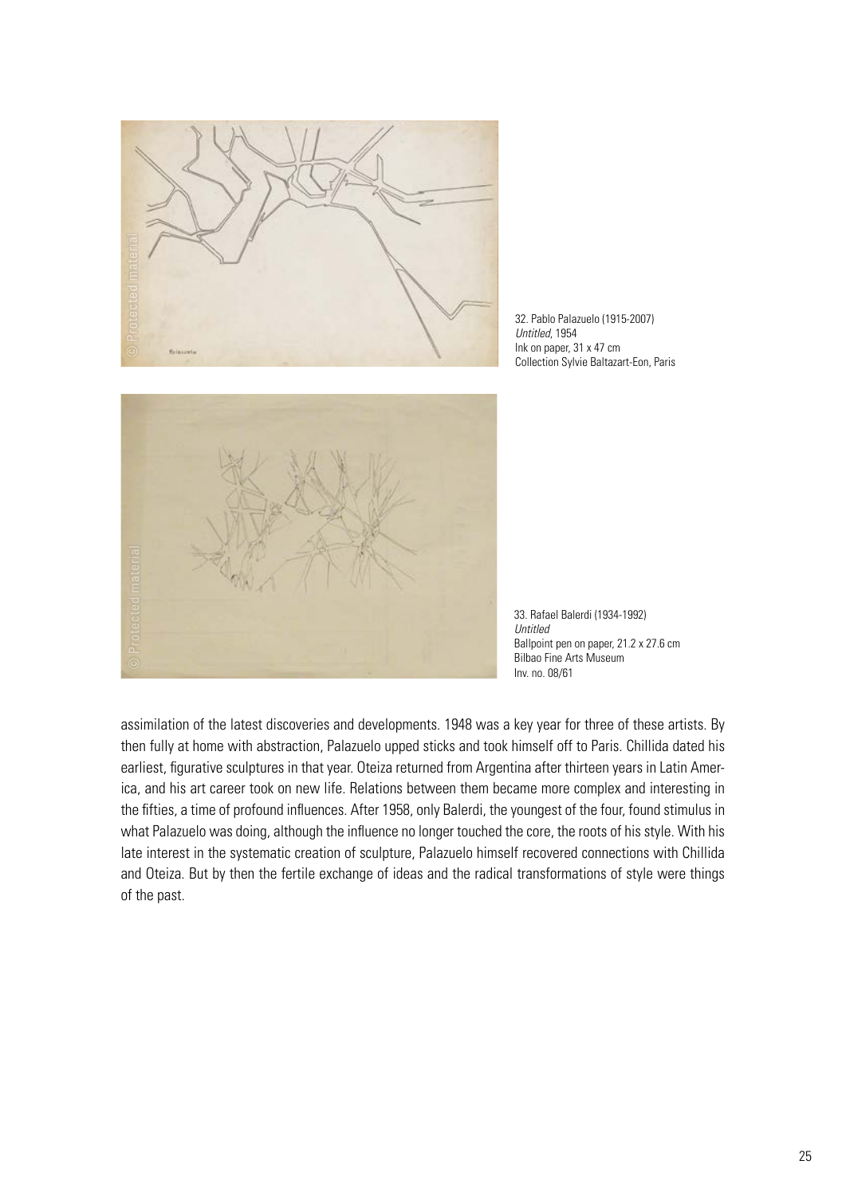32. Pablo Palazuelo (1915-2007)
*Untitled*, 1954
Ink on paper, 31 x 47 cm
Collection Sylvie Baltazart-Eon, Paris

33. Rafael Balerdi (1934-1992)
*Untitled*
Ballpoint pen on paper, 21.2 x 27.6 cm
Bilbao Fine Arts Museum
Inv. no. 08/61

assimilation of the latest discoveries and developments. 1948 was a key year for three of these artists. By then fully at home with abstraction, Palazuelo upped sticks and took himself off to Paris. Chillida dated his earliest, figurative sculptures in that year. Oteiza returned from Argentina after thirteen years in Latin America, and his art career took on new life. Relations between them became more complex and interesting in the fifties, a time of profound influences. After 1958, only Balerdi, the youngest of the four, found stimulus in what Palazuelo was doing, although the influence no longer touched the core, the roots of his style. With his late interest in the systematic creation of sculpture, Palazuelo himself recovered connections with Chillida and Oteiza. But by then the fertile exchange of ideas and the radical transformations of style were things of the past.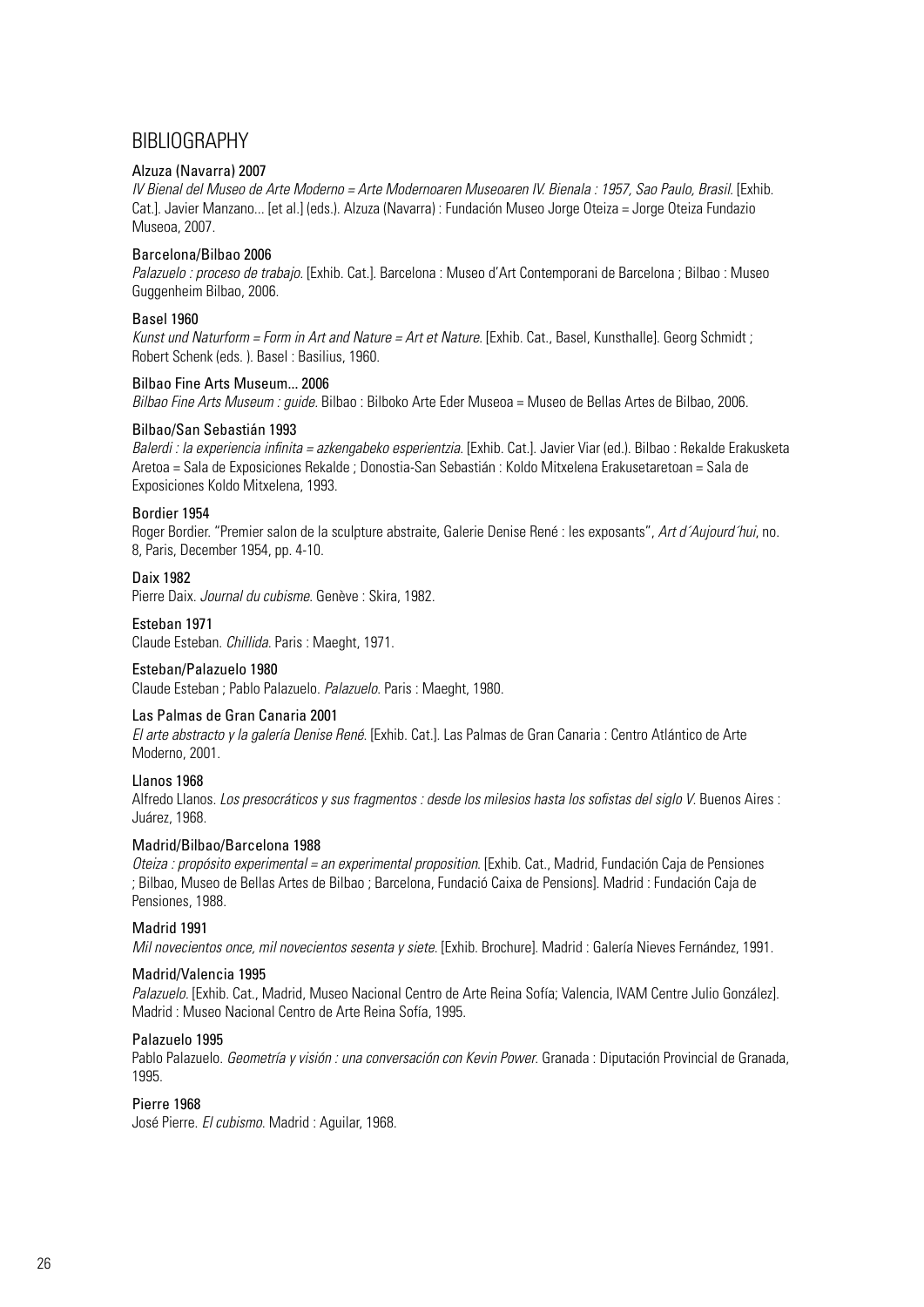# BIBLIOGRAPHY

**Alzuza (Navarra) 2007**
*IV Bienal del Museo de Arte Moderno = Arte Modernoaren Museoaren IV. Bienala : 1957, Sao Paulo, Brasil.* [Exhib. Cat.]. Javier Manzano... [et al.] (eds.). Alzuza (Navarra) : Fundación Museo Jorge Oteiza = Jorge Oteiza Fundazio Museoa, 2007.

**Barcelona/Bilbao 2006**
*Palazuelo : proceso de trabajo.* [Exhib. Cat.]. Barcelona : Museo d'Art Contemporani de Barcelona ; Bilbao : Museo Guggenheim Bilbao, 2006.

**Basel 1960**
*Kunst und Naturform = Form in Art and Nature = Art et Nature.* [Exhib. Cat., Basel, Kunsthalle]. Georg Schmidt ; Robert Schenk (eds. ). Basel : Basilius, 1960.

**Bilbao Fine Arts Museum... 2006**
*Bilbao Fine Arts Museum : guide.* Bilbao : Bilboko Arte Eder Museoa = Museo de Bellas Artes de Bilbao, 2006.

**Bilbao/San Sebastián 1993**
*Balerdi : la experiencia infinita = azkengabeko esperientzia.* [Exhib. Cat.]. Javier Viar (ed.). Bilbao : Rekalde Erakusketa Aretoa = Sala de Exposiciones Rekalde ; Donostia-San Sebastián : Koldo Mitxelena Erakusetaretoan = Sala de Exposiciones Koldo Mitxelena, 1993.

**Bordier 1954**
Roger Bordier. "Premier salon de la sculpture abstraite, Galerie Denise René : les exposants", *Art d´Aujourd´hui*, no. 8, Paris, December 1954, pp. 4-10.

**Daix 1982**
Pierre Daix. *Journal du cubisme.* Genève : Skira, 1982.

**Esteban 1971**
Claude Esteban. *Chillida.* Paris : Maeght, 1971.

**Esteban/Palazuelo 1980**
Claude Esteban ; Pablo Palazuelo. *Palazuelo.* Paris : Maeght, 1980.

**Las Palmas de Gran Canaria 2001**
*El arte abstracto y la galería Denise René.* [Exhib. Cat.]. Las Palmas de Gran Canaria : Centro Atlántico de Arte Moderno, 2001.

**Llanos 1968**
Alfredo Llanos. *Los presocráticos y sus fragmentos : desde los milesios hasta los sofistas del siglo V.* Buenos Aires : Juárez, 1968.

**Madrid/Bilbao/Barcelona 1988**
*Oteiza : propósito experimental = an experimental proposition.* [Exhib. Cat., Madrid, Fundación Caja de Pensiones ; Bilbao, Museo de Bellas Artes de Bilbao ; Barcelona, Fundació Caixa de Pensions]. Madrid : Fundación Caja de Pensiones, 1988.

**Madrid 1991**
*Mil novecientos once, mil novecientos sesenta y siete.* [Exhib. Brochure]. Madrid : Galería Nieves Fernández, 1991.

**Madrid/Valencia 1995**
*Palazuelo.* [Exhib. Cat., Madrid, Museo Nacional Centro de Arte Reina Sofía; Valencia, IVAM Centre Julio González]. Madrid : Museo Nacional Centro de Arte Reina Sofía, 1995.

**Palazuelo 1995**
Pablo Palazuelo. *Geometría y visión : una conversación con Kevin Power.* Granada : Diputación Provincial de Granada, 1995.

**Pierre 1968**
José Pierre. *El cubismo.* Madrid : Aguilar, 1968.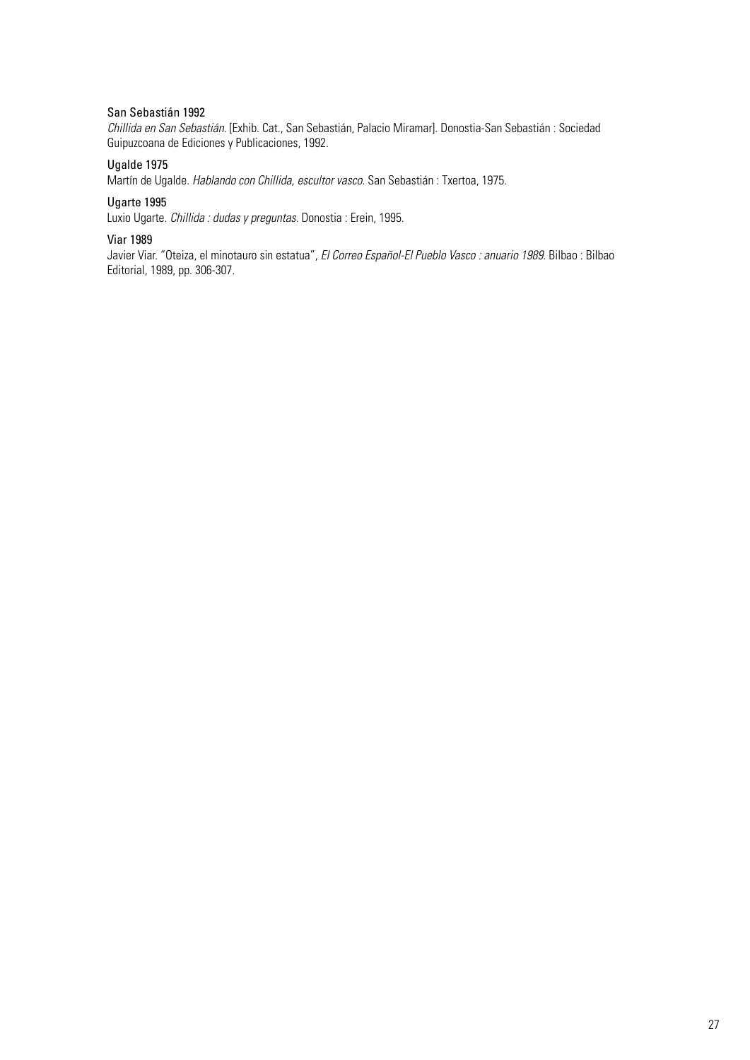San Sebastián 1992

*Chillida en San Sebastián*. [Exhib. Cat., San Sebastián, Palacio Miramar]. Donostia-San Sebastián : Sociedad Guipuzcoana de Ediciones y Publicaciones, 1992.

Ugalde 1975

Martín de Ugalde. *Hablando con Chillida, escultor vasco*. San Sebastián : Txertoa, 1975.

Ugarte 1995

Luxio Ugarte. *Chillida : dudas y preguntas*. Donostia : Erein, 1995.

Viar 1989

Javier Viar. "Oteiza, el minotauro sin estatua", *El Correo Español-El Pueblo Vasco : anuario 1989*. Bilbao : Bilbao Editorial, 1989, pp. 306-307.